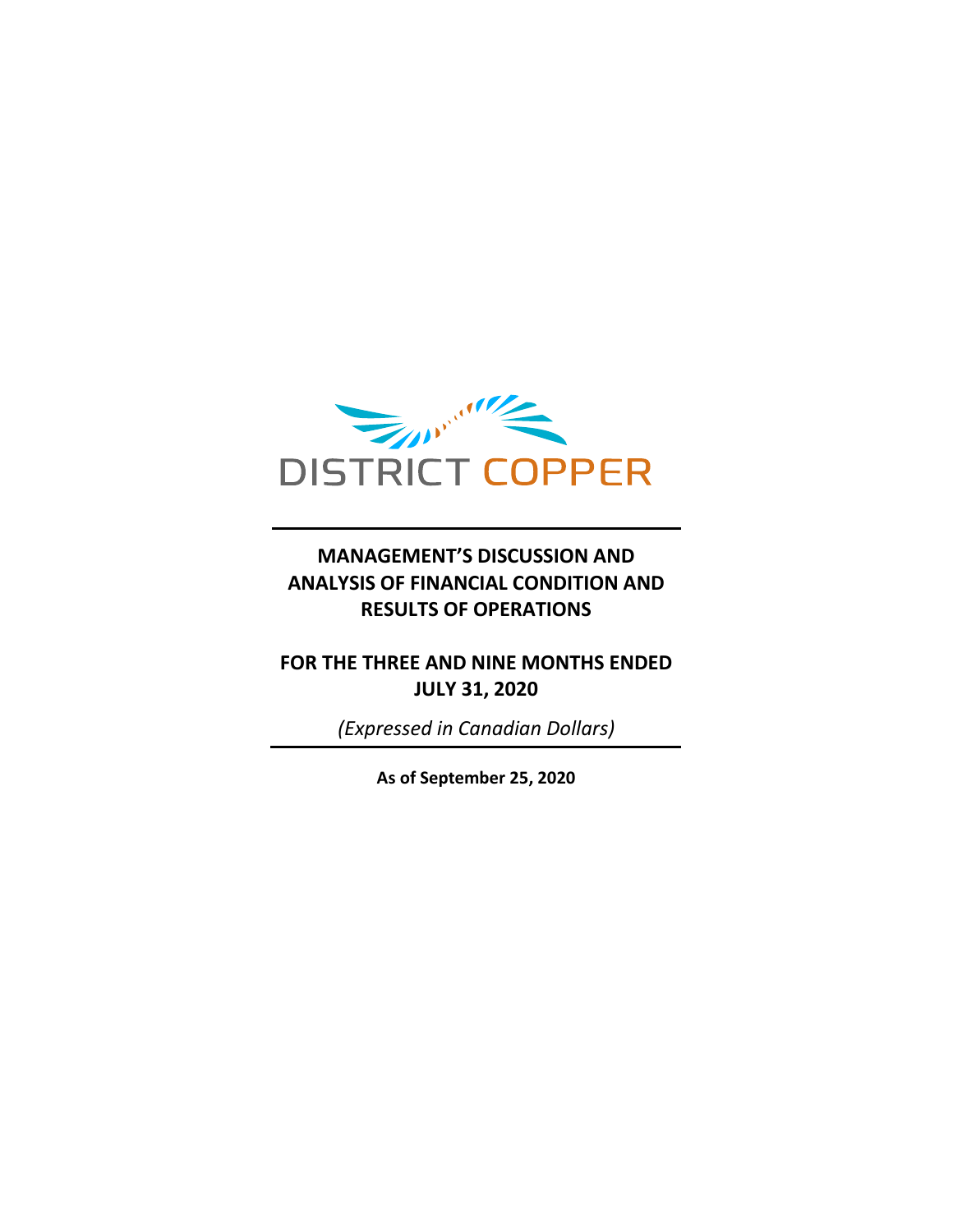DISTRICT COPPER

# MANAGEMENT'S DISCUSSION AND ANALYSIS OF FINANCIAL CONDITION AND RESULTS OF OPERATIONS

## FOR THE THREE AND NINE MONTHS ENDED JULY 31, 2020

*(Expressed in Canadian Dollars)*

**As of September 25, 2020**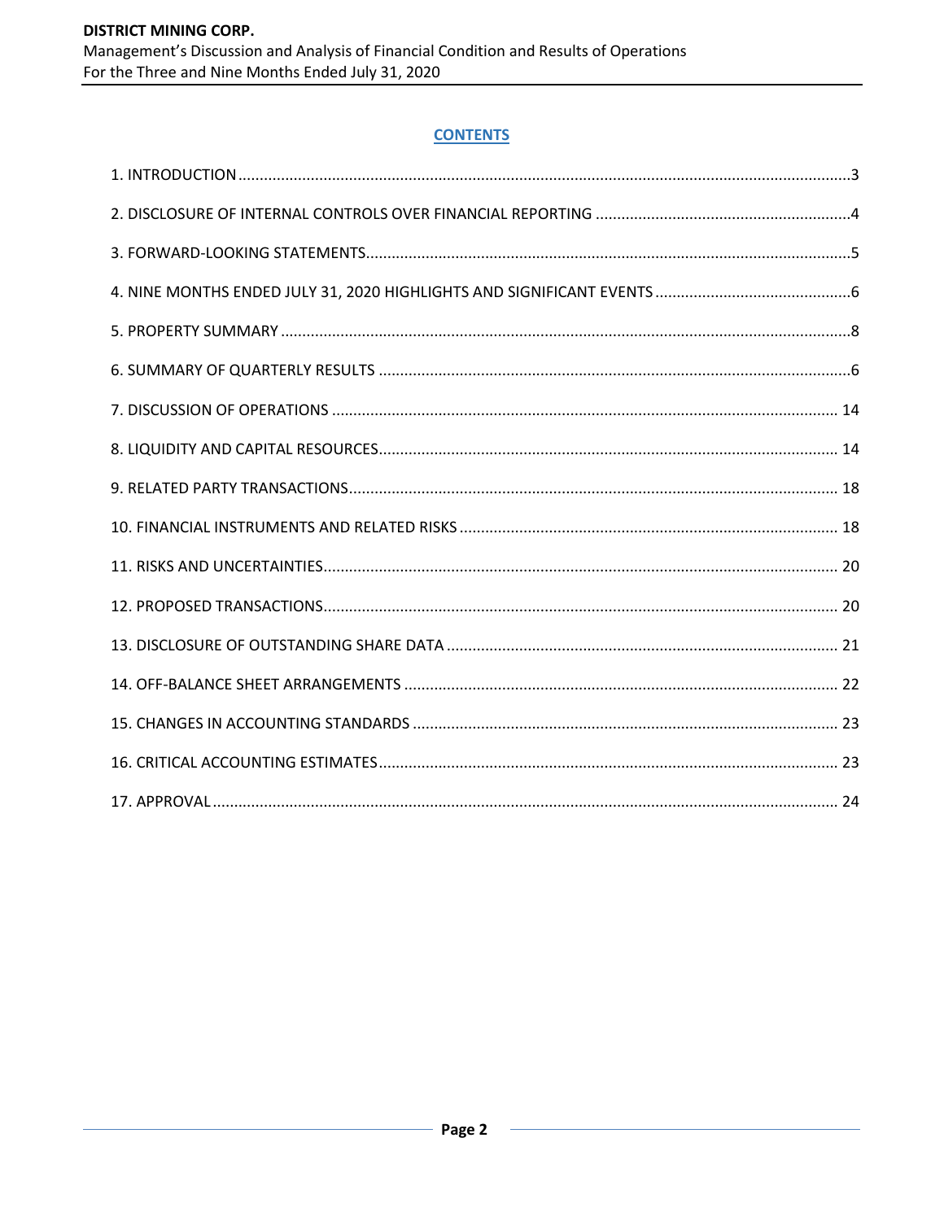## CONTENTS

1. INTRODUCTION ....................................................................................3
2. DISCLOSURE OF INTERNAL CONTROLS OVER FINANCIAL REPORTING ..............................4
3. FORWARD-LOOKING STATEMENTS....................................................................5
4. NINE MONTHS ENDED JULY 31, 2020 HIGHLIGHTS AND SIGNIFICANT EVENTS ..........................6
5. PROPERTY SUMMARY ..................................................................................8
6. SUMMARY OF QUARTERLY RESULTS ....................................................................6
7. DISCUSSION OF OPERATIONS ........................................................................ 14
8. LIQUIDITY AND CAPITAL RESOURCES................................................................ 14
9. RELATED PARTY TRANSACTIONS...................................................................... 18
10. FINANCIAL INSTRUMENTS AND RELATED RISKS ...................................................... 18
11. RISKS AND UNCERTAINTIES.......................................................................... 20
12. PROPOSED TRANSACTIONS........................................................................... 20
13. DISCLOSURE OF OUTSTANDING SHARE DATA ........................................................ 21
14. OFF-BALANCE SHEET ARRANGEMENTS ................................................................ 22
15. CHANGES IN ACCOUNTING STANDARDS ............................................................. 23
16. CRITICAL ACCOUNTING ESTIMATES.................................................................. 23
17. APPROVAL ............................................................................................ 24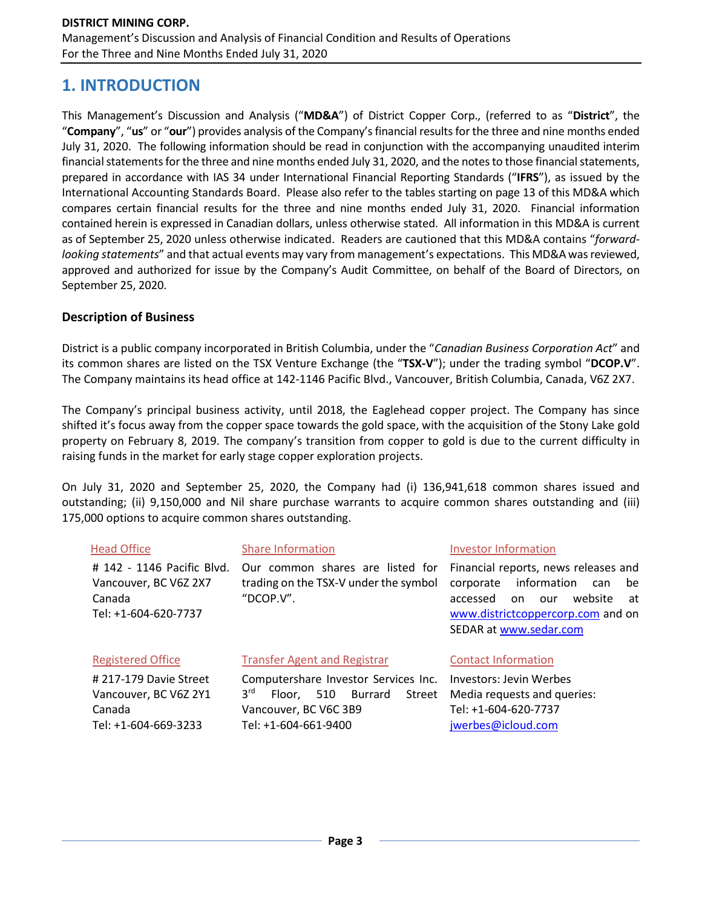# 1. INTRODUCTION

This Management's Discussion and Analysis ("**MD&A**") of District Copper Corp., (referred to as "**District**", the "**Company**", "**us**" or "**our**") provides analysis of the Company's financial results for the three and nine months ended July 31, 2020. The following information should be read in conjunction with the accompanying unaudited interim financial statements for the three and nine months ended July 31, 2020, and the notes to those financial statements, prepared in accordance with IAS 34 under International Financial Reporting Standards ("**IFRS**"), as issued by the International Accounting Standards Board. Please also refer to the tables starting on page 13 of this MD&A which compares certain financial results for the three and nine months ended July 31, 2020. Financial information contained herein is expressed in Canadian dollars, unless otherwise stated. All information in this MD&A is current as of September 25, 2020 unless otherwise indicated. Readers are cautioned that this MD&A contains "*forward-looking statements*" and that actual events may vary from management's expectations. This MD&A was reviewed, approved and authorized for issue by the Company's Audit Committee, on behalf of the Board of Directors, on September 25, 2020.

### Description of Business

District is a public company incorporated in British Columbia, under the "*Canadian Business Corporation Act*" and its common shares are listed on the TSX Venture Exchange (the "**TSX-V**"); under the trading symbol "**DCOP.V**". The Company maintains its head office at 142-1146 Pacific Blvd., Vancouver, British Columbia, Canada, V6Z 2X7.

The Company's principal business activity, until 2018, the Eaglehead copper project. The Company has since shifted it's focus away from the copper space towards the gold space, with the acquisition of the Stony Lake gold property on February 8, 2019. The company's transition from copper to gold is due to the current difficulty in raising funds in the market for early stage copper exploration projects.

On July 31, 2020 and September 25, 2020, the Company had (i) 136,941,618 common shares issued and outstanding; (ii) 9,150,000 and Nil share purchase warrants to acquire common shares outstanding and (iii) 175,000 options to acquire common shares outstanding.

**Head Office**

# 142 - 1146 Pacific Blvd.
Vancouver, BC V6Z 2X7
Canada
Tel: +1-604-620-7737

**Share Information**

Our common shares are listed for trading on the TSX-V under the symbol "DCOP.V".

**Investor Information**

Financial reports, news releases and corporate information can be accessed on our website at www.districtcoppercorp.com and on SEDAR at www.sedar.com

**Registered Office**

# 217-179 Davie Street
Vancouver, BC V6Z 2Y1
Canada
Tel: +1-604-669-3233

**Transfer Agent and Registrar**

Computershare Investor Services Inc.
3rd Floor, 510 Burrard Street
Vancouver, BC V6C 3B9
Tel: +1-604-661-9400

**Contact Information**

Investors: Jevin Werbes
Media requests and queries:
Tel: +1-604-620-7737
jwerbes@icloud.com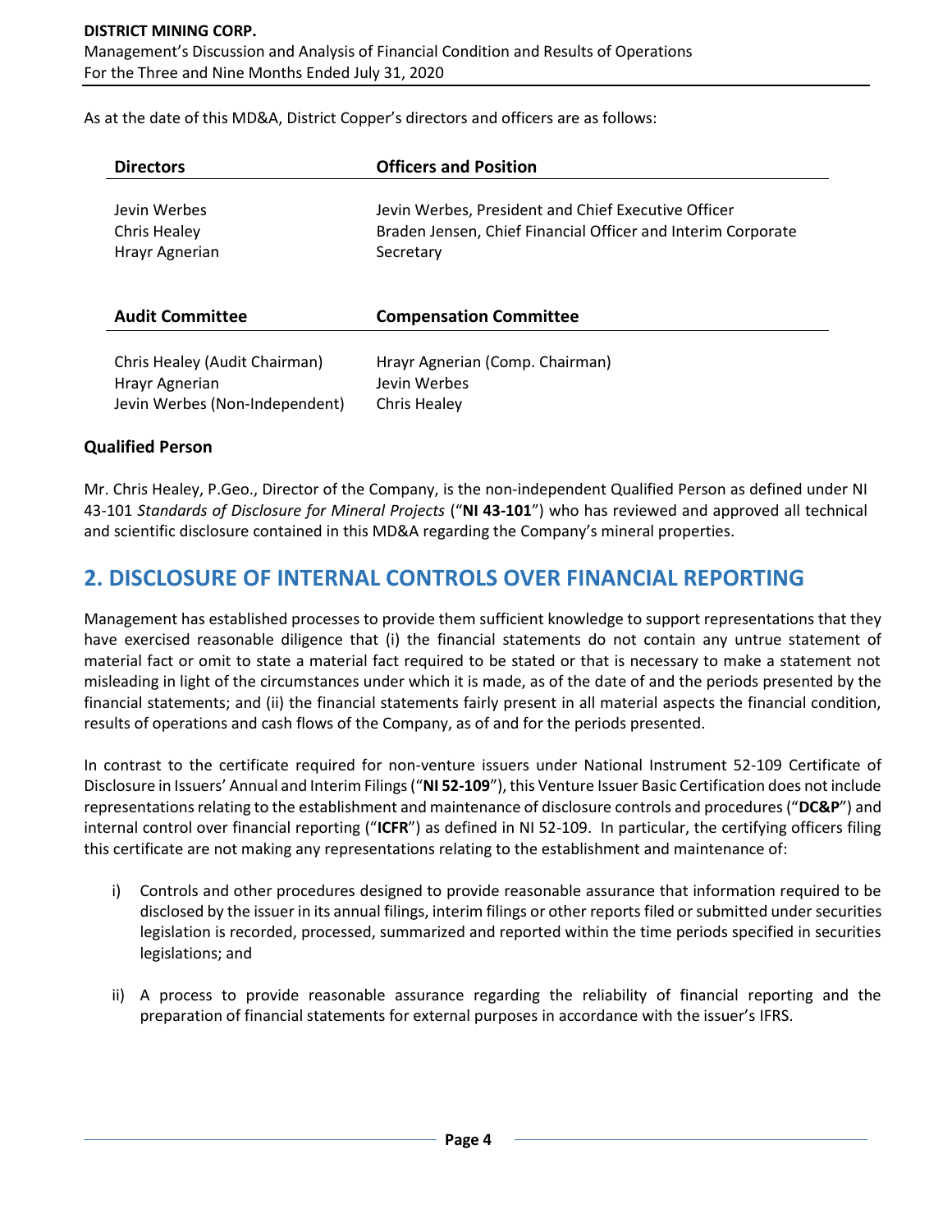As at the date of this MD&A, District Copper's directors and officers are as follows:

| Directors | Officers and Position |
|---|---|
| Jevin Werbes | Jevin Werbes, President and Chief Executive Officer |
| Chris Healey | Braden Jensen, Chief Financial Officer and Interim Corporate Secretary |
| Hrayr Agnerian | |

| Audit Committee | Compensation Committee |
|---|---|
| Chris Healey (Audit Chairman) | Hrayr Agnerian (Comp. Chairman) |
| Hrayr Agnerian | Jevin Werbes |
| Jevin Werbes (Non-Independent) | Chris Healey |

### Qualified Person

Mr. Chris Healey, P.Geo., Director of the Company, is the non-independent Qualified Person as defined under NI 43-101 *Standards of Disclosure for Mineral Projects* ("**NI 43-101**") who has reviewed and approved all technical and scientific disclosure contained in this MD&A regarding the Company's mineral properties.

## 2. DISCLOSURE OF INTERNAL CONTROLS OVER FINANCIAL REPORTING

Management has established processes to provide them sufficient knowledge to support representations that they have exercised reasonable diligence that (i) the financial statements do not contain any untrue statement of material fact or omit to state a material fact required to be stated or that is necessary to make a statement not misleading in light of the circumstances under which it is made, as of the date of and the periods presented by the financial statements; and (ii) the financial statements fairly present in all material aspects the financial condition, results of operations and cash flows of the Company, as of and for the periods presented.

In contrast to the certificate required for non-venture issuers under National Instrument 52-109 Certificate of Disclosure in Issuers' Annual and Interim Filings ("**NI 52-109**"), this Venture Issuer Basic Certification does not include representations relating to the establishment and maintenance of disclosure controls and procedures ("**DC&P**") and internal control over financial reporting ("**ICFR**") as defined in NI 52-109. In particular, the certifying officers filing this certificate are not making any representations relating to the establishment and maintenance of:

i) Controls and other procedures designed to provide reasonable assurance that information required to be disclosed by the issuer in its annual filings, interim filings or other reports filed or submitted under securities legislation is recorded, processed, summarized and reported within the time periods specified in securities legislations; and

ii) A process to provide reasonable assurance regarding the reliability of financial reporting and the preparation of financial statements for external purposes in accordance with the issuer's IFRS.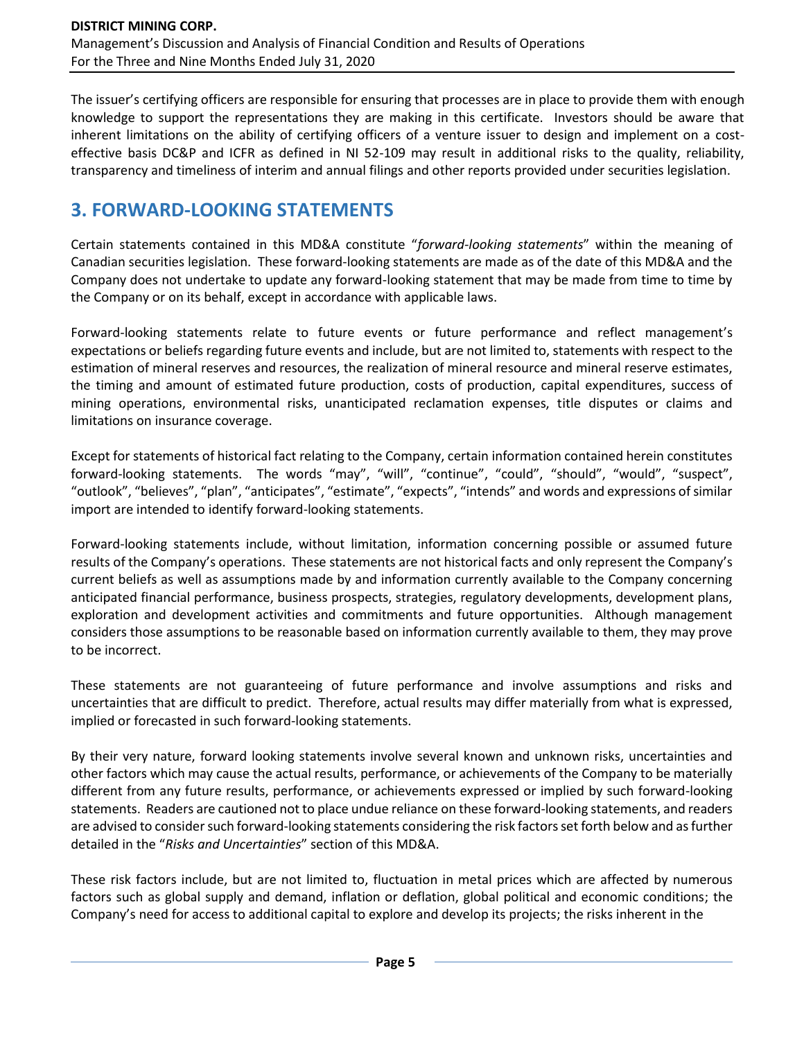The issuer's certifying officers are responsible for ensuring that processes are in place to provide them with enough knowledge to support the representations they are making in this certificate. Investors should be aware that inherent limitations on the ability of certifying officers of a venture issuer to design and implement on a cost-effective basis DC&P and ICFR as defined in NI 52-109 may result in additional risks to the quality, reliability, transparency and timeliness of interim and annual filings and other reports provided under securities legislation.

## 3. FORWARD-LOOKING STATEMENTS

Certain statements contained in this MD&A constitute "*forward-looking statements*" within the meaning of Canadian securities legislation. These forward-looking statements are made as of the date of this MD&A and the Company does not undertake to update any forward-looking statement that may be made from time to time by the Company or on its behalf, except in accordance with applicable laws.

Forward-looking statements relate to future events or future performance and reflect management's expectations or beliefs regarding future events and include, but are not limited to, statements with respect to the estimation of mineral reserves and resources, the realization of mineral resource and mineral reserve estimates, the timing and amount of estimated future production, costs of production, capital expenditures, success of mining operations, environmental risks, unanticipated reclamation expenses, title disputes or claims and limitations on insurance coverage.

Except for statements of historical fact relating to the Company, certain information contained herein constitutes forward-looking statements. The words "may", "will", "continue", "could", "should", "would", "suspect", "outlook", "believes", "plan", "anticipates", "estimate", "expects", "intends" and words and expressions of similar import are intended to identify forward-looking statements.

Forward-looking statements include, without limitation, information concerning possible or assumed future results of the Company's operations. These statements are not historical facts and only represent the Company's current beliefs as well as assumptions made by and information currently available to the Company concerning anticipated financial performance, business prospects, strategies, regulatory developments, development plans, exploration and development activities and commitments and future opportunities. Although management considers those assumptions to be reasonable based on information currently available to them, they may prove to be incorrect.

These statements are not guaranteeing of future performance and involve assumptions and risks and uncertainties that are difficult to predict. Therefore, actual results may differ materially from what is expressed, implied or forecasted in such forward-looking statements.

By their very nature, forward looking statements involve several known and unknown risks, uncertainties and other factors which may cause the actual results, performance, or achievements of the Company to be materially different from any future results, performance, or achievements expressed or implied by such forward-looking statements. Readers are cautioned not to place undue reliance on these forward-looking statements, and readers are advised to consider such forward-looking statements considering the risk factors set forth below and as further detailed in the "*Risks and Uncertainties*" section of this MD&A.

These risk factors include, but are not limited to, fluctuation in metal prices which are affected by numerous factors such as global supply and demand, inflation or deflation, global political and economic conditions; the Company's need for access to additional capital to explore and develop its projects; the risks inherent in the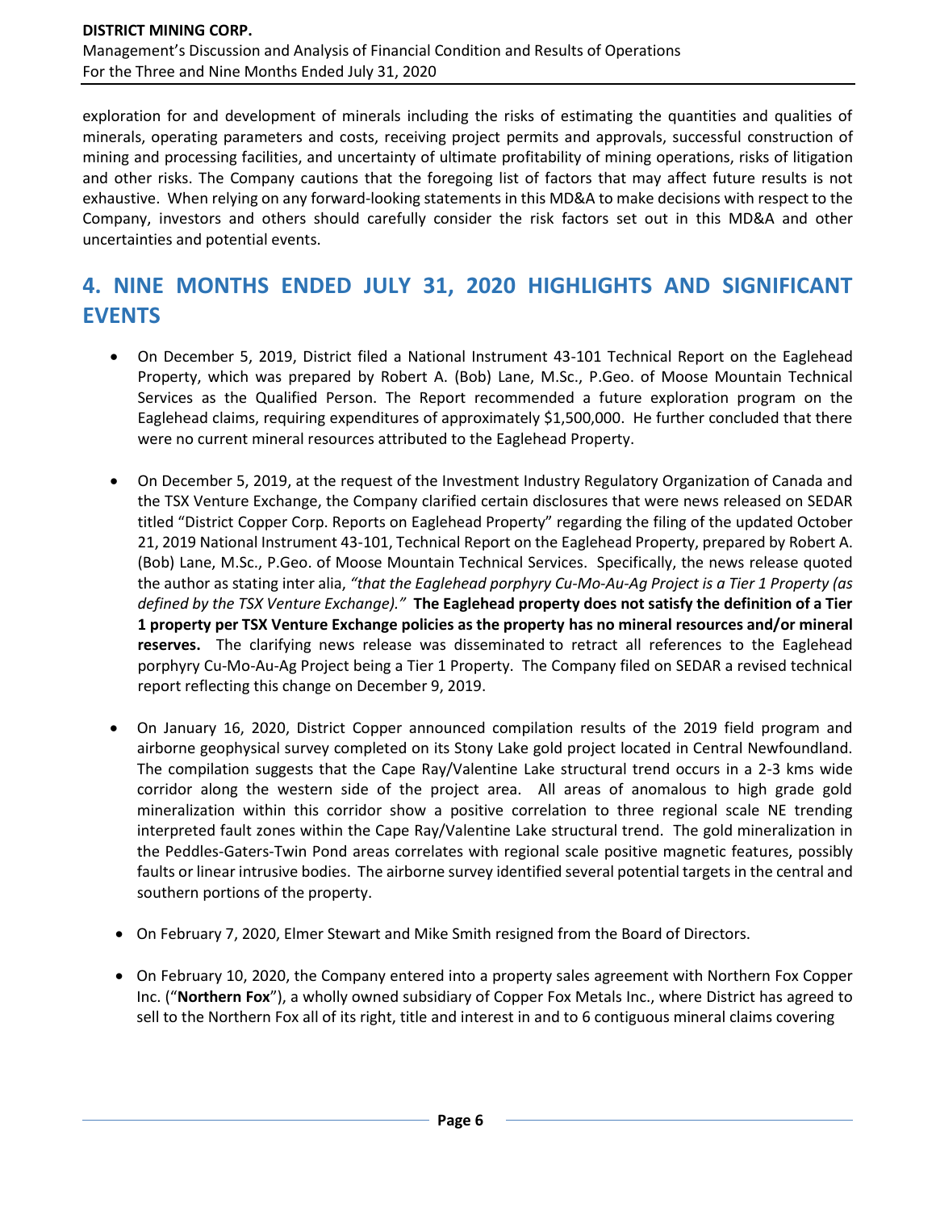exploration for and development of minerals including the risks of estimating the quantities and qualities of minerals, operating parameters and costs, receiving project permits and approvals, successful construction of mining and processing facilities, and uncertainty of ultimate profitability of mining operations, risks of litigation and other risks. The Company cautions that the foregoing list of factors that may affect future results is not exhaustive. When relying on any forward-looking statements in this MD&A to make decisions with respect to the Company, investors and others should carefully consider the risk factors set out in this MD&A and other uncertainties and potential events.

# 4. NINE MONTHS ENDED JULY 31, 2020 HIGHLIGHTS AND SIGNIFICANT EVENTS

- On December 5, 2019, District filed a National Instrument 43-101 Technical Report on the Eaglehead Property, which was prepared by Robert A. (Bob) Lane, M.Sc., P.Geo. of Moose Mountain Technical Services as the Qualified Person. The Report recommended a future exploration program on the Eaglehead claims, requiring expenditures of approximately $1,500,000. He further concluded that there were no current mineral resources attributed to the Eaglehead Property.

- On December 5, 2019, at the request of the Investment Industry Regulatory Organization of Canada and the TSX Venture Exchange, the Company clarified certain disclosures that were news released on SEDAR titled "District Copper Corp. Reports on Eaglehead Property" regarding the filing of the updated October 21, 2019 National Instrument 43-101, Technical Report on the Eaglehead Property, prepared by Robert A. (Bob) Lane, M.Sc., P.Geo. of Moose Mountain Technical Services. Specifically, the news release quoted the author as stating inter alia, *"that the Eaglehead porphyry Cu-Mo-Au-Ag Project is a Tier 1 Property (as defined by the TSX Venture Exchange)."* **The Eaglehead property does not satisfy the definition of a Tier 1 property per TSX Venture Exchange policies as the property has no mineral resources and/or mineral reserves.** The clarifying news release was disseminated to retract all references to the Eaglehead porphyry Cu-Mo-Au-Ag Project being a Tier 1 Property. The Company filed on SEDAR a revised technical report reflecting this change on December 9, 2019.

- On January 16, 2020, District Copper announced compilation results of the 2019 field program and airborne geophysical survey completed on its Stony Lake gold project located in Central Newfoundland. The compilation suggests that the Cape Ray/Valentine Lake structural trend occurs in a 2-3 kms wide corridor along the western side of the project area. All areas of anomalous to high grade gold mineralization within this corridor show a positive correlation to three regional scale NE trending interpreted fault zones within the Cape Ray/Valentine Lake structural trend. The gold mineralization in the Peddles-Gaters-Twin Pond areas correlates with regional scale positive magnetic features, possibly faults or linear intrusive bodies. The airborne survey identified several potential targets in the central and southern portions of the property.

- On February 7, 2020, Elmer Stewart and Mike Smith resigned from the Board of Directors.

- On February 10, 2020, the Company entered into a property sales agreement with Northern Fox Copper Inc. ("**Northern Fox**"), a wholly owned subsidiary of Copper Fox Metals Inc., where District has agreed to sell to the Northern Fox all of its right, title and interest in and to 6 contiguous mineral claims covering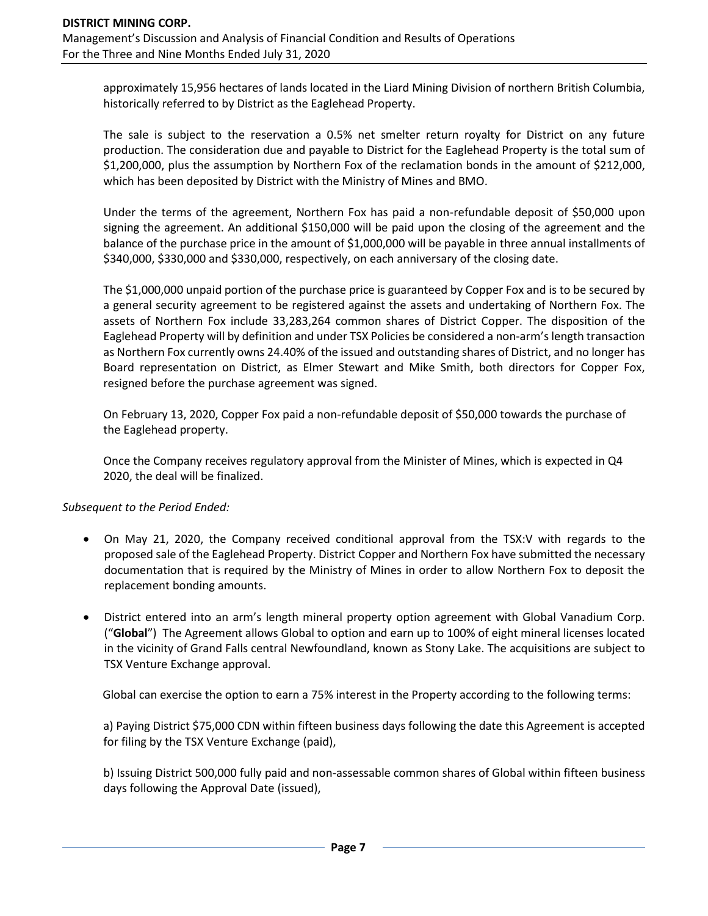approximately 15,956 hectares of lands located in the Liard Mining Division of northern British Columbia, historically referred to by District as the Eaglehead Property.

The sale is subject to the reservation a 0.5% net smelter return royalty for District on any future production. The consideration due and payable to District for the Eaglehead Property is the total sum of $1,200,000, plus the assumption by Northern Fox of the reclamation bonds in the amount of $212,000, which has been deposited by District with the Ministry of Mines and BMO.

Under the terms of the agreement, Northern Fox has paid a non-refundable deposit of $50,000 upon signing the agreement. An additional $150,000 will be paid upon the closing of the agreement and the balance of the purchase price in the amount of $1,000,000 will be payable in three annual installments of $340,000, $330,000 and $330,000, respectively, on each anniversary of the closing date.

The $1,000,000 unpaid portion of the purchase price is guaranteed by Copper Fox and is to be secured by a general security agreement to be registered against the assets and undertaking of Northern Fox. The assets of Northern Fox include 33,283,264 common shares of District Copper. The disposition of the Eaglehead Property will by definition and under TSX Policies be considered a non-arm's length transaction as Northern Fox currently owns 24.40% of the issued and outstanding shares of District, and no longer has Board representation on District, as Elmer Stewart and Mike Smith, both directors for Copper Fox, resigned before the purchase agreement was signed.

On February 13, 2020, Copper Fox paid a non-refundable deposit of $50,000 towards the purchase of the Eaglehead property.

Once the Company receives regulatory approval from the Minister of Mines, which is expected in Q4 2020, the deal will be finalized.

*Subsequent to the Period Ended:*

- On May 21, 2020, the Company received conditional approval from the TSX:V with regards to the proposed sale of the Eaglehead Property. District Copper and Northern Fox have submitted the necessary documentation that is required by the Ministry of Mines in order to allow Northern Fox to deposit the replacement bonding amounts.
- District entered into an arm's length mineral property option agreement with Global Vanadium Corp. ("**Global**") The Agreement allows Global to option and earn up to 100% of eight mineral licenses located in the vicinity of Grand Falls central Newfoundland, known as Stony Lake. The acquisitions are subject to TSX Venture Exchange approval.

  Global can exercise the option to earn a 75% interest in the Property according to the following terms:

  a) Paying District $75,000 CDN within fifteen business days following the date this Agreement is accepted for filing by the TSX Venture Exchange (paid),

  b) Issuing District 500,000 fully paid and non-assessable common shares of Global within fifteen business days following the Approval Date (issued),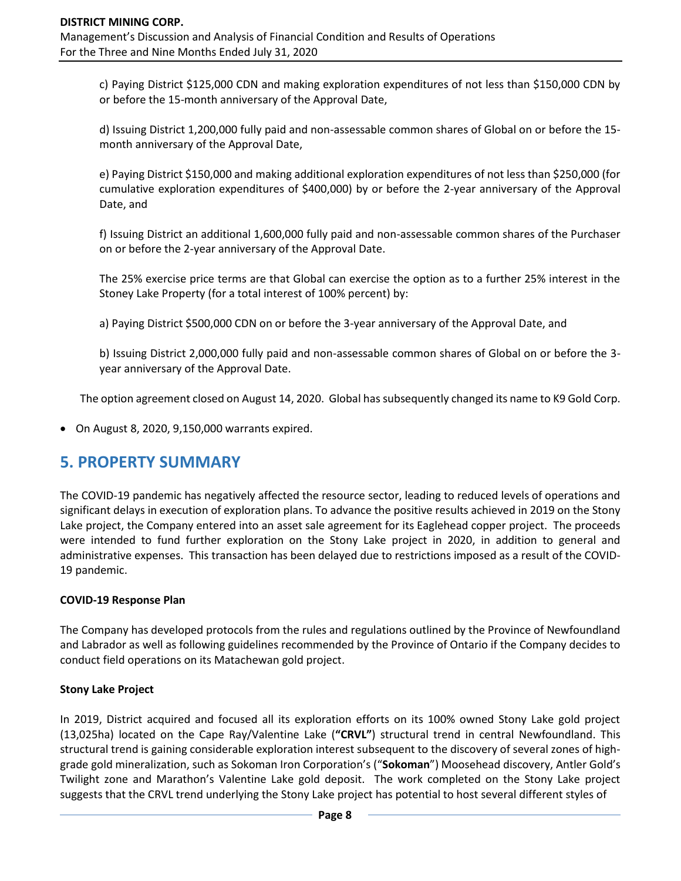c) Paying District $125,000 CDN and making exploration expenditures of not less than $150,000 CDN by or before the 15-month anniversary of the Approval Date,

d) Issuing District 1,200,000 fully paid and non-assessable common shares of Global on or before the 15-month anniversary of the Approval Date,

e) Paying District $150,000 and making additional exploration expenditures of not less than $250,000 (for cumulative exploration expenditures of $400,000) by or before the 2-year anniversary of the Approval Date, and

f) Issuing District an additional 1,600,000 fully paid and non-assessable common shares of the Purchaser on or before the 2-year anniversary of the Approval Date.

The 25% exercise price terms are that Global can exercise the option as to a further 25% interest in the Stoney Lake Property (for a total interest of 100% percent) by:

a) Paying District $500,000 CDN on or before the 3-year anniversary of the Approval Date, and

b) Issuing District 2,000,000 fully paid and non-assessable common shares of Global on or before the 3-year anniversary of the Approval Date.

The option agreement closed on August 14, 2020. Global has subsequently changed its name to K9 Gold Corp.

- On August 8, 2020, 9,150,000 warrants expired.

## 5. PROPERTY SUMMARY

The COVID-19 pandemic has negatively affected the resource sector, leading to reduced levels of operations and significant delays in execution of exploration plans. To advance the positive results achieved in 2019 on the Stony Lake project, the Company entered into an asset sale agreement for its Eaglehead copper project. The proceeds were intended to fund further exploration on the Stony Lake project in 2020, in addition to general and administrative expenses. This transaction has been delayed due to restrictions imposed as a result of the COVID-19 pandemic.

**COVID-19 Response Plan**

The Company has developed protocols from the rules and regulations outlined by the Province of Newfoundland and Labrador as well as following guidelines recommended by the Province of Ontario if the Company decides to conduct field operations on its Matachewan gold project.

**Stony Lake Project**

In 2019, District acquired and focused all its exploration efforts on its 100% owned Stony Lake gold project (13,025ha) located on the Cape Ray/Valentine Lake (**"CRVL"**) structural trend in central Newfoundland. This structural trend is gaining considerable exploration interest subsequent to the discovery of several zones of high-grade gold mineralization, such as Sokoman Iron Corporation's ("**Sokoman**") Moosehead discovery, Antler Gold's Twilight zone and Marathon's Valentine Lake gold deposit. The work completed on the Stony Lake project suggests that the CRVL trend underlying the Stony Lake project has potential to host several different styles of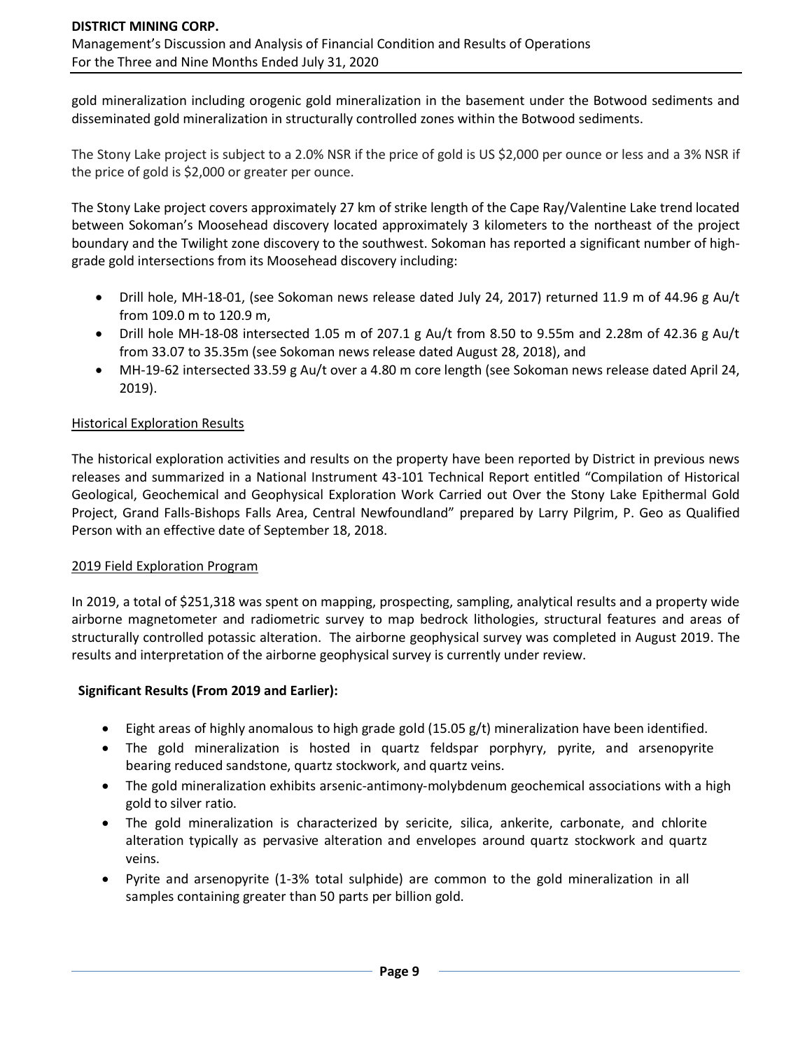gold mineralization including orogenic gold mineralization in the basement under the Botwood sediments and disseminated gold mineralization in structurally controlled zones within the Botwood sediments.

The Stony Lake project is subject to a 2.0% NSR if the price of gold is US $2,000 per ounce or less and a 3% NSR if the price of gold is $2,000 or greater per ounce.

The Stony Lake project covers approximately 27 km of strike length of the Cape Ray/Valentine Lake trend located between Sokoman's Moosehead discovery located approximately 3 kilometers to the northeast of the project boundary and the Twilight zone discovery to the southwest. Sokoman has reported a significant number of high-grade gold intersections from its Moosehead discovery including:

- Drill hole, MH-18-01, (see Sokoman news release dated July 24, 2017) returned 11.9 m of 44.96 g Au/t from 109.0 m to 120.9 m,
- Drill hole MH-18-08 intersected 1.05 m of 207.1 g Au/t from 8.50 to 9.55m and 2.28m of 42.36 g Au/t from 33.07 to 35.35m (see Sokoman news release dated August 28, 2018), and
- MH-19-62 intersected 33.59 g Au/t over a 4.80 m core length (see Sokoman news release dated April 24, 2019).

Historical Exploration Results

The historical exploration activities and results on the property have been reported by District in previous news releases and summarized in a National Instrument 43-101 Technical Report entitled "Compilation of Historical Geological, Geochemical and Geophysical Exploration Work Carried out Over the Stony Lake Epithermal Gold Project, Grand Falls-Bishops Falls Area, Central Newfoundland" prepared by Larry Pilgrim, P. Geo as Qualified Person with an effective date of September 18, 2018.

2019 Field Exploration Program

In 2019, a total of $251,318 was spent on mapping, prospecting, sampling, analytical results and a property wide airborne magnetometer and radiometric survey to map bedrock lithologies, structural features and areas of structurally controlled potassic alteration. The airborne geophysical survey was completed in August 2019. The results and interpretation of the airborne geophysical survey is currently under review.

**Significant Results (From 2019 and Earlier):**

- Eight areas of highly anomalous to high grade gold (15.05 g/t) mineralization have been identified.
- The gold mineralization is hosted in quartz feldspar porphyry, pyrite, and arsenopyrite bearing reduced sandstone, quartz stockwork, and quartz veins.
- The gold mineralization exhibits arsenic-antimony-molybdenum geochemical associations with a high gold to silver ratio.
- The gold mineralization is characterized by sericite, silica, ankerite, carbonate, and chlorite alteration typically as pervasive alteration and envelopes around quartz stockwork and quartz veins.
- Pyrite and arsenopyrite (1-3% total sulphide) are common to the gold mineralization in all samples containing greater than 50 parts per billion gold.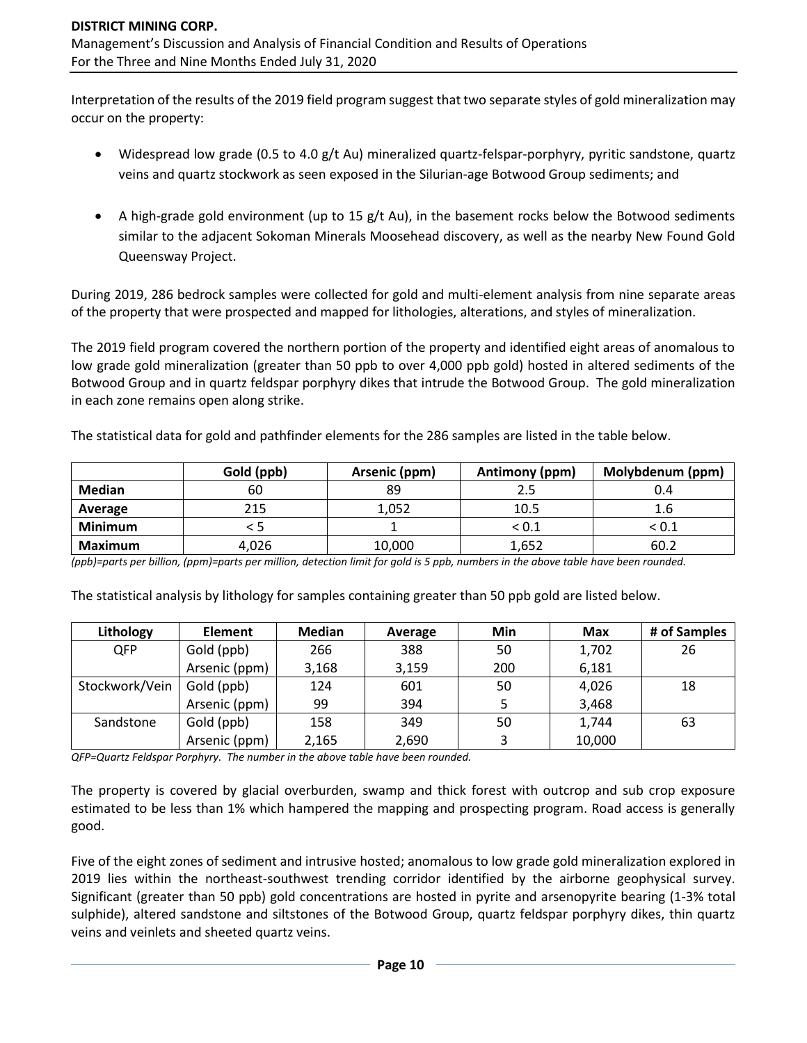Interpretation of the results of the 2019 field program suggest that two separate styles of gold mineralization may occur on the property:

- Widespread low grade (0.5 to 4.0 g/t Au) mineralized quartz-felspar-porphyry, pyritic sandstone, quartz veins and quartz stockwork as seen exposed in the Silurian-age Botwood Group sediments; and
- A high-grade gold environment (up to 15 g/t Au), in the basement rocks below the Botwood sediments similar to the adjacent Sokoman Minerals Moosehead discovery, as well as the nearby New Found Gold Queensway Project.

During 2019, 286 bedrock samples were collected for gold and multi-element analysis from nine separate areas of the property that were prospected and mapped for lithologies, alterations, and styles of mineralization.

The 2019 field program covered the northern portion of the property and identified eight areas of anomalous to low grade gold mineralization (greater than 50 ppb to over 4,000 ppb gold) hosted in altered sediments of the Botwood Group and in quartz feldspar porphyry dikes that intrude the Botwood Group. The gold mineralization in each zone remains open along strike.

The statistical data for gold and pathfinder elements for the 286 samples are listed in the table below.

| | Gold (ppb) | Arsenic (ppm) | Antimony (ppm) | Molybdenum (ppm) |
|---|---|---|---|---|
| **Median** | 60 | 89 | 2.5 | 0.4 |
| **Average** | 215 | 1,052 | 10.5 | 1.6 |
| **Minimum** | < 5 | 1 | < 0.1 | < 0.1 |
| **Maximum** | 4,026 | 10,000 | 1,652 | 60.2 |

*(ppb)=parts per billion, (ppm)=parts per million, detection limit for gold is 5 ppb, numbers in the above table have been rounded.*

The statistical analysis by lithology for samples containing greater than 50 ppb gold are listed below.

| Lithology | Element | Median | Average | Min | Max | # of Samples |
|---|---|---|---|---|---|---|
| QFP | Gold (ppb) | 266 | 388 | 50 | 1,702 | 26 |
| | Arsenic (ppm) | 3,168 | 3,159 | 200 | 6,181 | |
| Stockwork/Vein | Gold (ppb) | 124 | 601 | 50 | 4,026 | 18 |
| | Arsenic (ppm) | 99 | 394 | 5 | 3,468 | |
| Sandstone | Gold (ppb) | 158 | 349 | 50 | 1,744 | 63 |
| | Arsenic (ppm) | 2,165 | 2,690 | 3 | 10,000 | |

*QFP=Quartz Feldspar Porphyry. The number in the above table have been rounded.*

The property is covered by glacial overburden, swamp and thick forest with outcrop and sub crop exposure estimated to be less than 1% which hampered the mapping and prospecting program. Road access is generally good.

Five of the eight zones of sediment and intrusive hosted; anomalous to low grade gold mineralization explored in 2019 lies within the northeast-southwest trending corridor identified by the airborne geophysical survey. Significant (greater than 50 ppb) gold concentrations are hosted in pyrite and arsenopyrite bearing (1-3% total sulphide), altered sandstone and siltstones of the Botwood Group, quartz feldspar porphyry dikes, thin quartz veins and veinlets and sheeted quartz veins.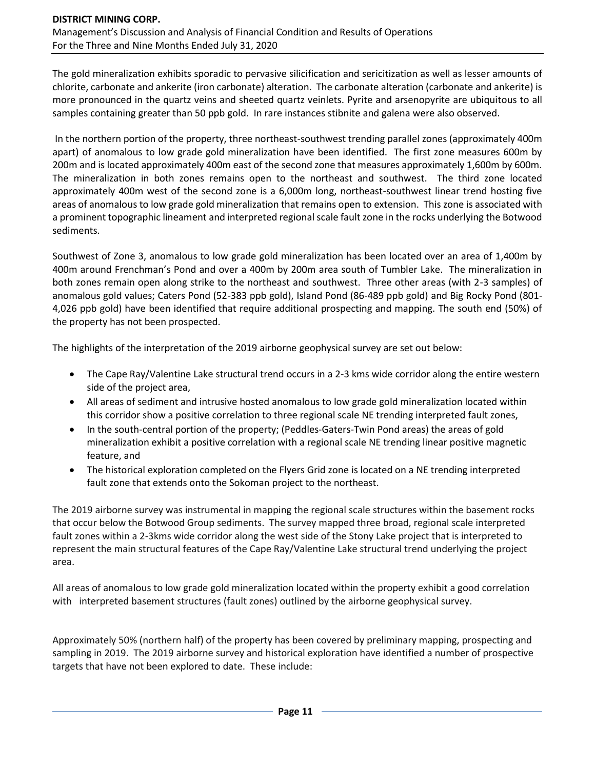The gold mineralization exhibits sporadic to pervasive silicification and sericitization as well as lesser amounts of chlorite, carbonate and ankerite (iron carbonate) alteration. The carbonate alteration (carbonate and ankerite) is more pronounced in the quartz veins and sheeted quartz veinlets. Pyrite and arsenopyrite are ubiquitous to all samples containing greater than 50 ppb gold. In rare instances stibnite and galena were also observed.

In the northern portion of the property, three northeast-southwest trending parallel zones (approximately 400m apart) of anomalous to low grade gold mineralization have been identified. The first zone measures 600m by 200m and is located approximately 400m east of the second zone that measures approximately 1,600m by 600m. The mineralization in both zones remains open to the northeast and southwest. The third zone located approximately 400m west of the second zone is a 6,000m long, northeast-southwest linear trend hosting five areas of anomalous to low grade gold mineralization that remains open to extension. This zone is associated with a prominent topographic lineament and interpreted regional scale fault zone in the rocks underlying the Botwood sediments.

Southwest of Zone 3, anomalous to low grade gold mineralization has been located over an area of 1,400m by 400m around Frenchman's Pond and over a 400m by 200m area south of Tumbler Lake. The mineralization in both zones remain open along strike to the northeast and southwest. Three other areas (with 2-3 samples) of anomalous gold values; Caters Pond (52-383 ppb gold), Island Pond (86-489 ppb gold) and Big Rocky Pond (801-4,026 ppb gold) have been identified that require additional prospecting and mapping. The south end (50%) of the property has not been prospected.

The highlights of the interpretation of the 2019 airborne geophysical survey are set out below:

- The Cape Ray/Valentine Lake structural trend occurs in a 2-3 kms wide corridor along the entire western side of the project area,
- All areas of sediment and intrusive hosted anomalous to low grade gold mineralization located within this corridor show a positive correlation to three regional scale NE trending interpreted fault zones,
- In the south-central portion of the property; (Peddles-Gaters-Twin Pond areas) the areas of gold mineralization exhibit a positive correlation with a regional scale NE trending linear positive magnetic feature, and
- The historical exploration completed on the Flyers Grid zone is located on a NE trending interpreted fault zone that extends onto the Sokoman project to the northeast.

The 2019 airborne survey was instrumental in mapping the regional scale structures within the basement rocks that occur below the Botwood Group sediments. The survey mapped three broad, regional scale interpreted fault zones within a 2-3kms wide corridor along the west side of the Stony Lake project that is interpreted to represent the main structural features of the Cape Ray/Valentine Lake structural trend underlying the project area.

All areas of anomalous to low grade gold mineralization located within the property exhibit a good correlation with interpreted basement structures (fault zones) outlined by the airborne geophysical survey.

Approximately 50% (northern half) of the property has been covered by preliminary mapping, prospecting and sampling in 2019. The 2019 airborne survey and historical exploration have identified a number of prospective targets that have not been explored to date. These include: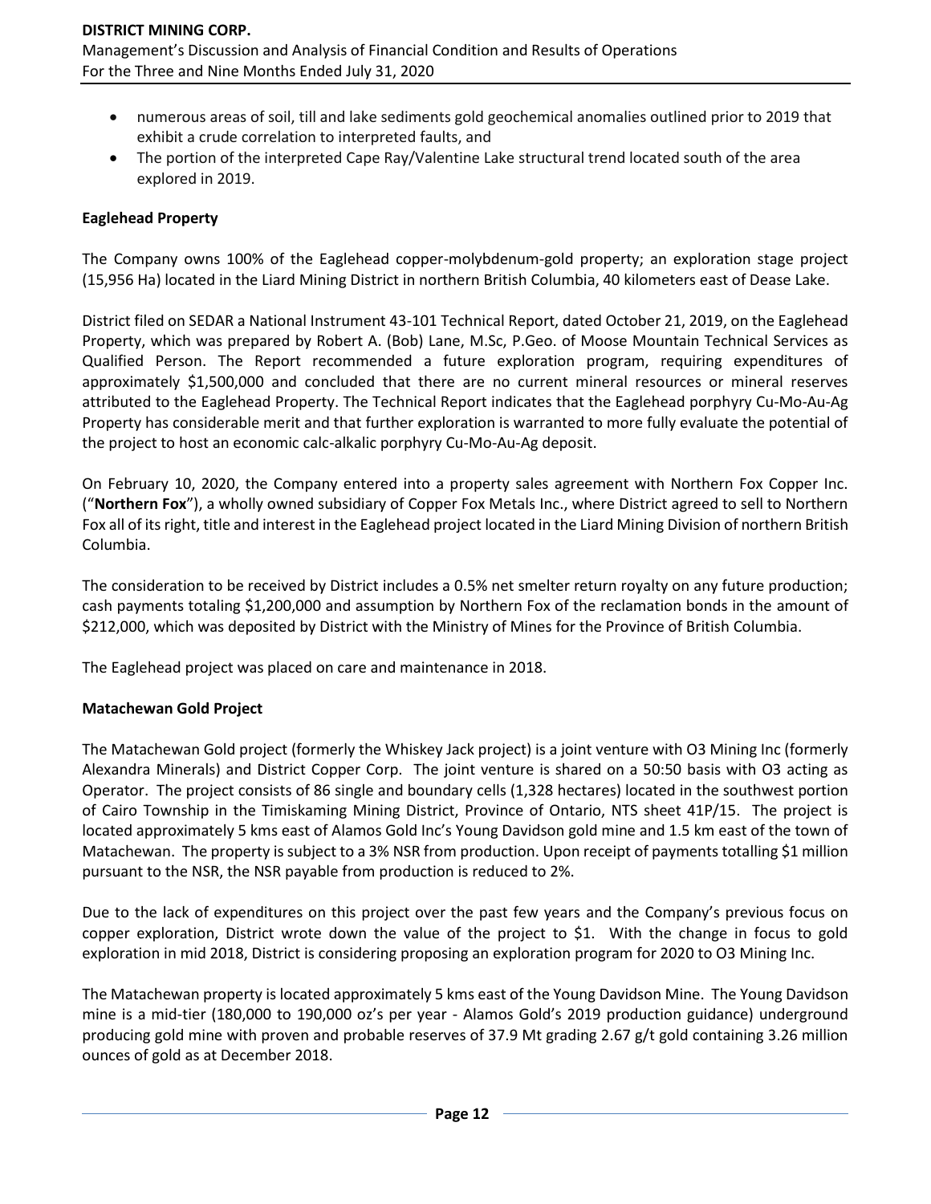- numerous areas of soil, till and lake sediments gold geochemical anomalies outlined prior to 2019 that exhibit a crude correlation to interpreted faults, and
- The portion of the interpreted Cape Ray/Valentine Lake structural trend located south of the area explored in 2019.

**Eaglehead Property**

The Company owns 100% of the Eaglehead copper-molybdenum-gold property; an exploration stage project (15,956 Ha) located in the Liard Mining District in northern British Columbia, 40 kilometers east of Dease Lake.

District filed on SEDAR a National Instrument 43-101 Technical Report, dated October 21, 2019, on the Eaglehead Property, which was prepared by Robert A. (Bob) Lane, M.Sc, P.Geo. of Moose Mountain Technical Services as Qualified Person. The Report recommended a future exploration program, requiring expenditures of approximately $1,500,000 and concluded that there are no current mineral resources or mineral reserves attributed to the Eaglehead Property. The Technical Report indicates that the Eaglehead porphyry Cu-Mo-Au-Ag Property has considerable merit and that further exploration is warranted to more fully evaluate the potential of the project to host an economic calc-alkalic porphyry Cu-Mo-Au-Ag deposit.

On February 10, 2020, the Company entered into a property sales agreement with Northern Fox Copper Inc. ("**Northern Fox**"), a wholly owned subsidiary of Copper Fox Metals Inc., where District agreed to sell to Northern Fox all of its right, title and interest in the Eaglehead project located in the Liard Mining Division of northern British Columbia.

The consideration to be received by District includes a 0.5% net smelter return royalty on any future production; cash payments totaling $1,200,000 and assumption by Northern Fox of the reclamation bonds in the amount of $212,000, which was deposited by District with the Ministry of Mines for the Province of British Columbia.

The Eaglehead project was placed on care and maintenance in 2018.

**Matachewan Gold Project**

The Matachewan Gold project (formerly the Whiskey Jack project) is a joint venture with O3 Mining Inc (formerly Alexandra Minerals) and District Copper Corp. The joint venture is shared on a 50:50 basis with O3 acting as Operator. The project consists of 86 single and boundary cells (1,328 hectares) located in the southwest portion of Cairo Township in the Timiskaming Mining District, Province of Ontario, NTS sheet 41P/15. The project is located approximately 5 kms east of Alamos Gold Inc's Young Davidson gold mine and 1.5 km east of the town of Matachewan. The property is subject to a 3% NSR from production. Upon receipt of payments totalling $1 million pursuant to the NSR, the NSR payable from production is reduced to 2%.

Due to the lack of expenditures on this project over the past few years and the Company's previous focus on copper exploration, District wrote down the value of the project to $1. With the change in focus to gold exploration in mid 2018, District is considering proposing an exploration program for 2020 to O3 Mining Inc.

The Matachewan property is located approximately 5 kms east of the Young Davidson Mine. The Young Davidson mine is a mid-tier (180,000 to 190,000 oz's per year - Alamos Gold's 2019 production guidance) underground producing gold mine with proven and probable reserves of 37.9 Mt grading 2.67 g/t gold containing 3.26 million ounces of gold as at December 2018.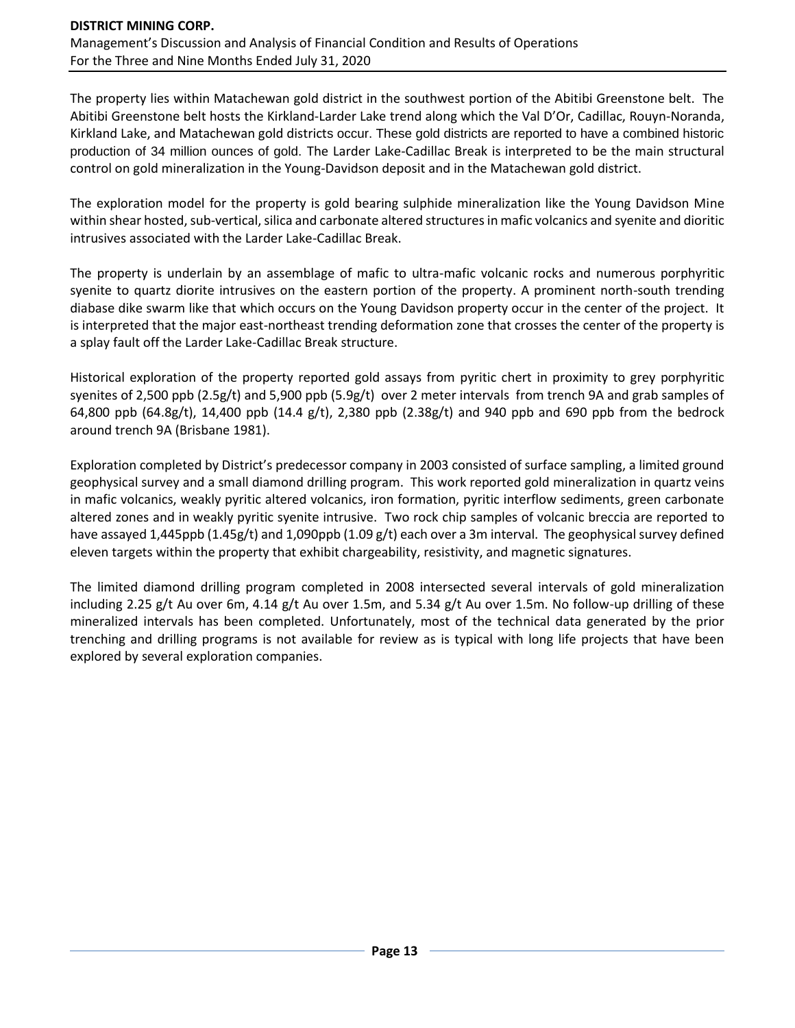The property lies within Matachewan gold district in the southwest portion of the Abitibi Greenstone belt. The Abitibi Greenstone belt hosts the Kirkland-Larder Lake trend along which the Val D'Or, Cadillac, Rouyn-Noranda, Kirkland Lake, and Matachewan gold districts occur. These gold districts are reported to have a combined historic production of 34 million ounces of gold. The Larder Lake-Cadillac Break is interpreted to be the main structural control on gold mineralization in the Young-Davidson deposit and in the Matachewan gold district.

The exploration model for the property is gold bearing sulphide mineralization like the Young Davidson Mine within shear hosted, sub-vertical, silica and carbonate altered structures in mafic volcanics and syenite and dioritic intrusives associated with the Larder Lake-Cadillac Break.

The property is underlain by an assemblage of mafic to ultra-mafic volcanic rocks and numerous porphyritic syenite to quartz diorite intrusives on the eastern portion of the property. A prominent north-south trending diabase dike swarm like that which occurs on the Young Davidson property occur in the center of the project. It is interpreted that the major east-northeast trending deformation zone that crosses the center of the property is a splay fault off the Larder Lake-Cadillac Break structure.

Historical exploration of the property reported gold assays from pyritic chert in proximity to grey porphyritic syenites of 2,500 ppb (2.5g/t) and 5,900 ppb (5.9g/t) over 2 meter intervals from trench 9A and grab samples of 64,800 ppb (64.8g/t), 14,400 ppb (14.4 g/t), 2,380 ppb (2.38g/t) and 940 ppb and 690 ppb from the bedrock around trench 9A (Brisbane 1981).

Exploration completed by District's predecessor company in 2003 consisted of surface sampling, a limited ground geophysical survey and a small diamond drilling program. This work reported gold mineralization in quartz veins in mafic volcanics, weakly pyritic altered volcanics, iron formation, pyritic interflow sediments, green carbonate altered zones and in weakly pyritic syenite intrusive. Two rock chip samples of volcanic breccia are reported to have assayed 1,445ppb (1.45g/t) and 1,090ppb (1.09 g/t) each over a 3m interval. The geophysical survey defined eleven targets within the property that exhibit chargeability, resistivity, and magnetic signatures.

The limited diamond drilling program completed in 2008 intersected several intervals of gold mineralization including 2.25 g/t Au over 6m, 4.14 g/t Au over 1.5m, and 5.34 g/t Au over 1.5m. No follow-up drilling of these mineralized intervals has been completed. Unfortunately, most of the technical data generated by the prior trenching and drilling programs is not available for review as is typical with long life projects that have been explored by several exploration companies.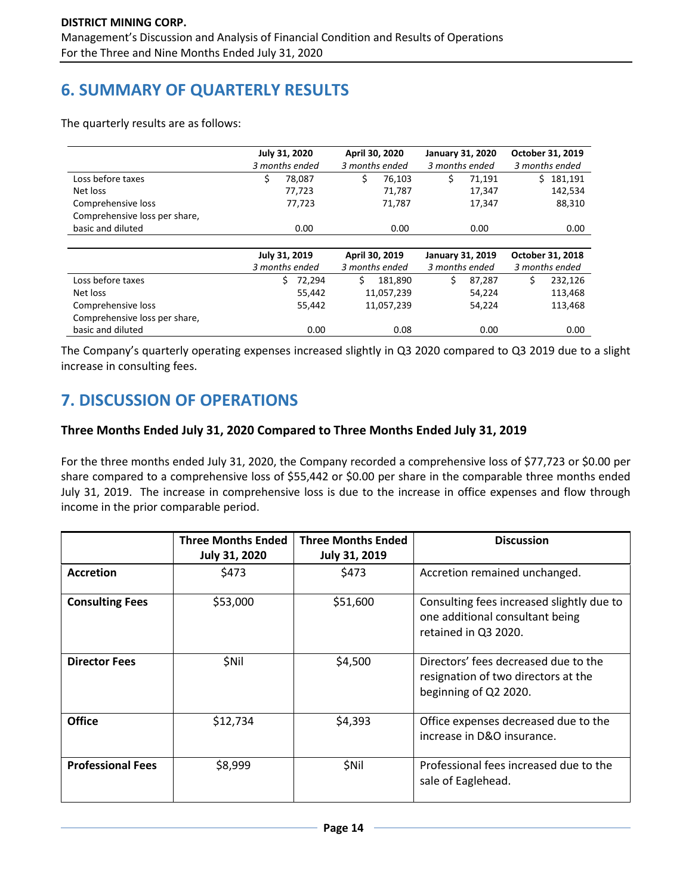## 6. SUMMARY OF QUARTERLY RESULTS

The quarterly results are as follows:

| | July 31, 2020<br>*3 months ended* | April 30, 2020<br>*3 months ended* | January 31, 2020<br>*3 months ended* | October 31, 2019<br>*3 months ended* |
|---|---|---|---|---|
| Loss before taxes | $ 78,087 | $ 76,103 | $ 71,191 | $ 181,191 |
| Net loss | 77,723 | 71,787 | 17,347 | 142,534 |
| Comprehensive loss | 77,723 | 71,787 | 17,347 | 88,310 |
| Comprehensive loss per share, basic and diluted | 0.00 | 0.00 | 0.00 | 0.00 |

| | July 31, 2019<br>*3 months ended* | April 30, 2019<br>*3 months ended* | January 31, 2019<br>*3 months ended* | October 31, 2018<br>*3 months ended* |
|---|---|---|---|---|
| Loss before taxes | $ 72,294 | $ 181,890 | $ 87,287 | $ 232,126 |
| Net loss | 55,442 | 11,057,239 | 54,224 | 113,468 |
| Comprehensive loss | 55,442 | 11,057,239 | 54,224 | 113,468 |
| Comprehensive loss per share, basic and diluted | 0.00 | 0.08 | 0.00 | 0.00 |

The Company's quarterly operating expenses increased slightly in Q3 2020 compared to Q3 2019 due to a slight increase in consulting fees.

## 7. DISCUSSION OF OPERATIONS

### Three Months Ended July 31, 2020 Compared to Three Months Ended July 31, 2019

For the three months ended July 31, 2020, the Company recorded a comprehensive loss of $77,723 or $0.00 per share compared to a comprehensive loss of $55,442 or $0.00 per share in the comparable three months ended July 31, 2019. The increase in comprehensive loss is due to the increase in office expenses and flow through income in the prior comparable period.

| | Three Months Ended July 31, 2020 | Three Months Ended July 31, 2019 | Discussion |
|---|---|---|---|
| **Accretion** | $473 | $473 | Accretion remained unchanged. |
| **Consulting Fees** | $53,000 | $51,600 | Consulting fees increased slightly due to one additional consultant being retained in Q3 2020. |
| **Director Fees** | $Nil | $4,500 | Directors' fees decreased due to the resignation of two directors at the beginning of Q2 2020. |
| **Office** | $12,734 | $4,393 | Office expenses decreased due to the increase in D&O insurance. |
| **Professional Fees** | $8,999 | $Nil | Professional fees increased due to the sale of Eaglehead. |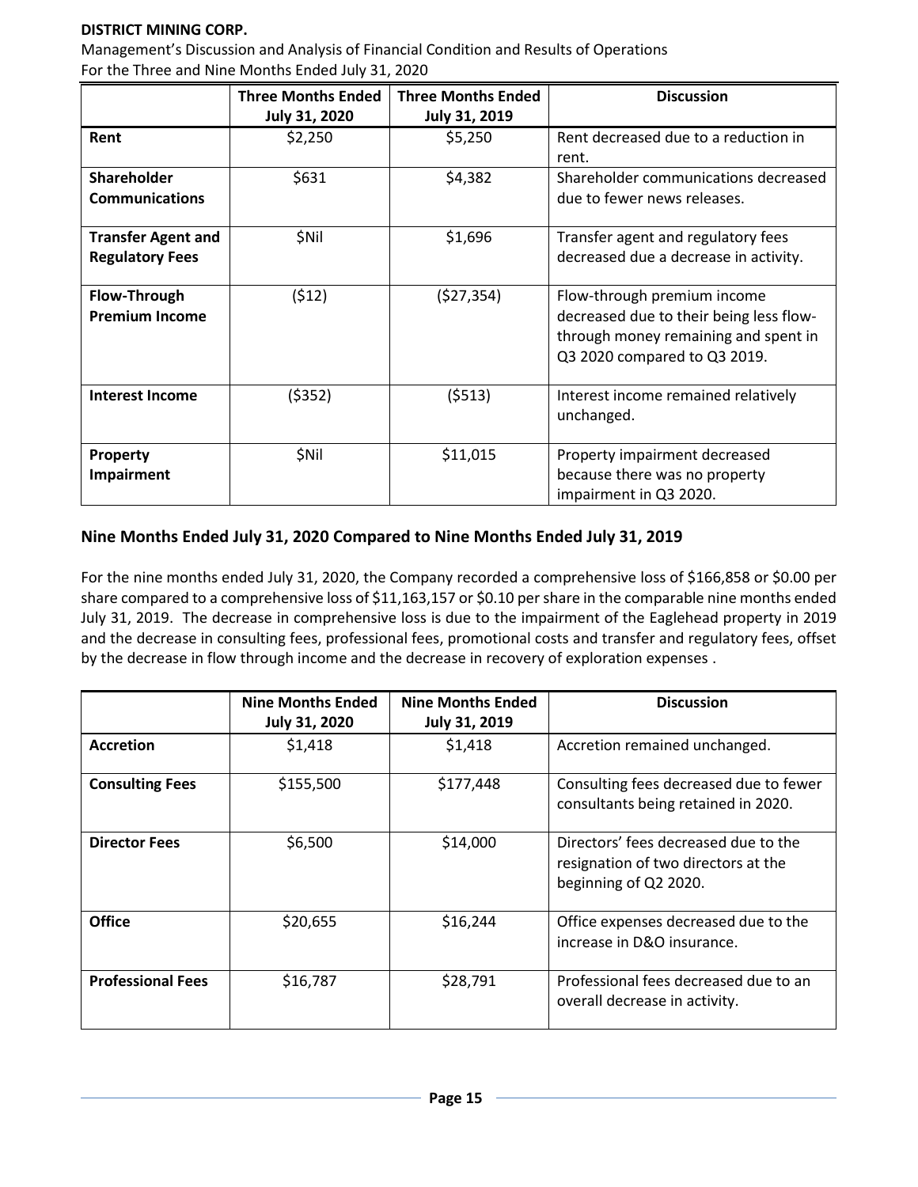| | Three Months Ended July 31, 2020 | Three Months Ended July 31, 2019 | Discussion |
|---|---|---|---|
| **Rent** | $2,250 | $5,250 | Rent decreased due to a reduction in rent. |
| **Shareholder Communications** | $631 | $4,382 | Shareholder communications decreased due to fewer news releases. |
| **Transfer Agent and Regulatory Fees** | $Nil | $1,696 | Transfer agent and regulatory fees decreased due a decrease in activity. |
| **Flow-Through Premium Income** | ($12) | ($27,354) | Flow-through premium income decreased due to their being less flow-through money remaining and spent in Q3 2020 compared to Q3 2019. |
| **Interest Income** | ($352) | ($513) | Interest income remained relatively unchanged. |
| **Property Impairment** | $Nil | $11,015 | Property impairment decreased because there was no property impairment in Q3 2020. |

## Nine Months Ended July 31, 2020 Compared to Nine Months Ended July 31, 2019

For the nine months ended July 31, 2020, the Company recorded a comprehensive loss of $166,858 or $0.00 per share compared to a comprehensive loss of $11,163,157 or $0.10 per share in the comparable nine months ended July 31, 2019. The decrease in comprehensive loss is due to the impairment of the Eaglehead property in 2019 and the decrease in consulting fees, professional fees, promotional costs and transfer and regulatory fees, offset by the decrease in flow through income and the decrease in recovery of exploration expenses .

| | Nine Months Ended July 31, 2020 | Nine Months Ended July 31, 2019 | Discussion |
|---|---|---|---|
| **Accretion** | $1,418 | $1,418 | Accretion remained unchanged. |
| **Consulting Fees** | $155,500 | $177,448 | Consulting fees decreased due to fewer consultants being retained in 2020. |
| **Director Fees** | $6,500 | $14,000 | Directors' fees decreased due to the resignation of two directors at the beginning of Q2 2020. |
| **Office** | $20,655 | $16,244 | Office expenses decreased due to the increase in D&O insurance. |
| **Professional Fees** | $16,787 | $28,791 | Professional fees decreased due to an overall decrease in activity. |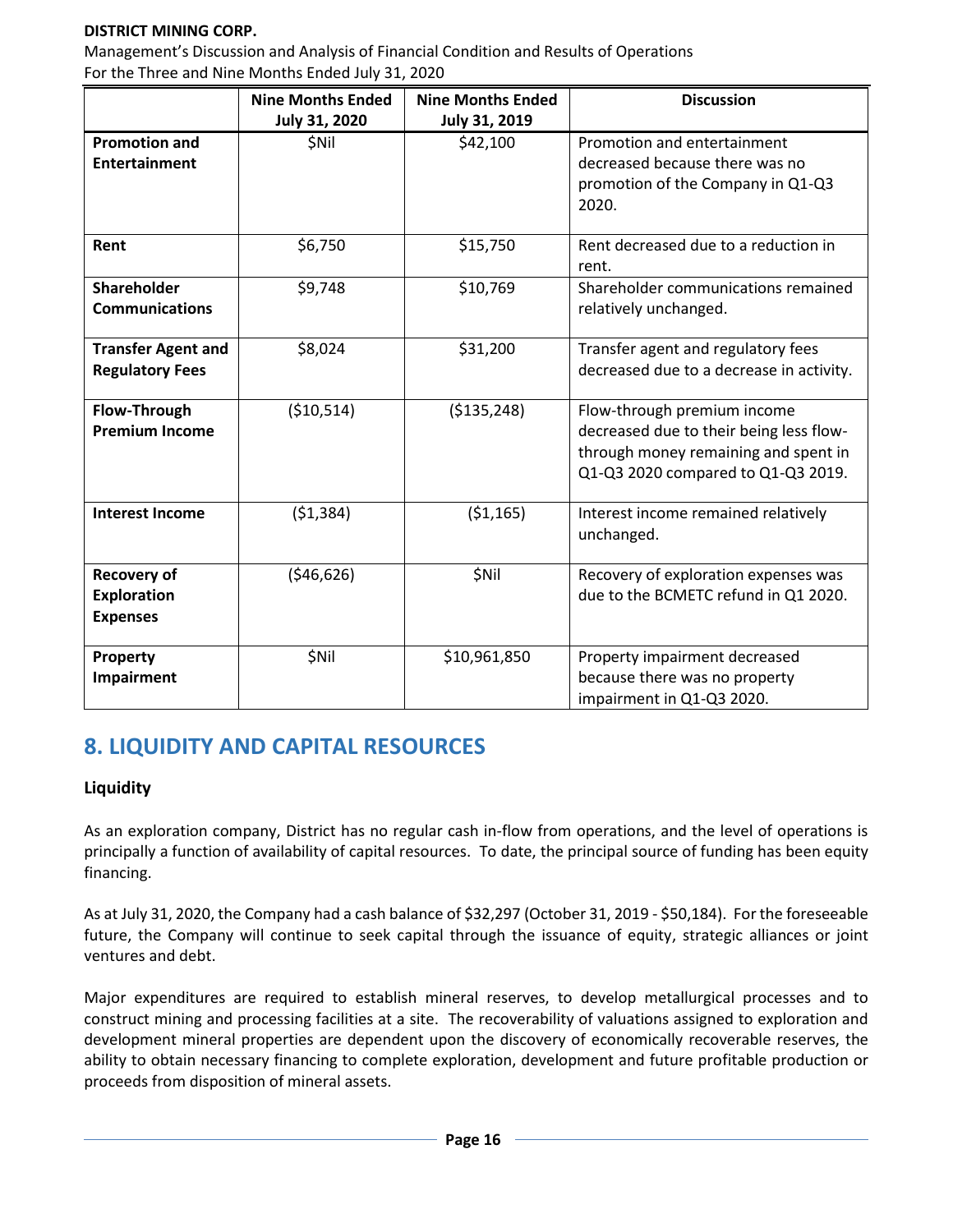|  | Nine Months Ended July 31, 2020 | Nine Months Ended July 31, 2019 | Discussion |
|---|---|---|---|
| **Promotion and Entertainment** | $Nil | $42,100 | Promotion and entertainment decreased because there was no promotion of the Company in Q1-Q3 2020. |
| **Rent** | $6,750 | $15,750 | Rent decreased due to a reduction in rent. |
| **Shareholder Communications** | $9,748 | $10,769 | Shareholder communications remained relatively unchanged. |
| **Transfer Agent and Regulatory Fees** | $8,024 | $31,200 | Transfer agent and regulatory fees decreased due to a decrease in activity. |
| **Flow-Through Premium Income** | ($10,514) | ($135,248) | Flow-through premium income decreased due to their being less flow-through money remaining and spent in Q1-Q3 2020 compared to Q1-Q3 2019. |
| **Interest Income** | ($1,384) | ($1,165) | Interest income remained relatively unchanged. |
| **Recovery of Exploration Expenses** | ($46,626) | $Nil | Recovery of exploration expenses was due to the BCMETC refund in Q1 2020. |
| **Property Impairment** | $Nil | $10,961,850 | Property impairment decreased because there was no property impairment in Q1-Q3 2020. |

## 8. LIQUIDITY AND CAPITAL RESOURCES

### Liquidity

As an exploration company, District has no regular cash in-flow from operations, and the level of operations is principally a function of availability of capital resources. To date, the principal source of funding has been equity financing.

As at July 31, 2020, the Company had a cash balance of $32,297 (October 31, 2019 - $50,184). For the foreseeable future, the Company will continue to seek capital through the issuance of equity, strategic alliances or joint ventures and debt.

Major expenditures are required to establish mineral reserves, to develop metallurgical processes and to construct mining and processing facilities at a site. The recoverability of valuations assigned to exploration and development mineral properties are dependent upon the discovery of economically recoverable reserves, the ability to obtain necessary financing to complete exploration, development and future profitable production or proceeds from disposition of mineral assets.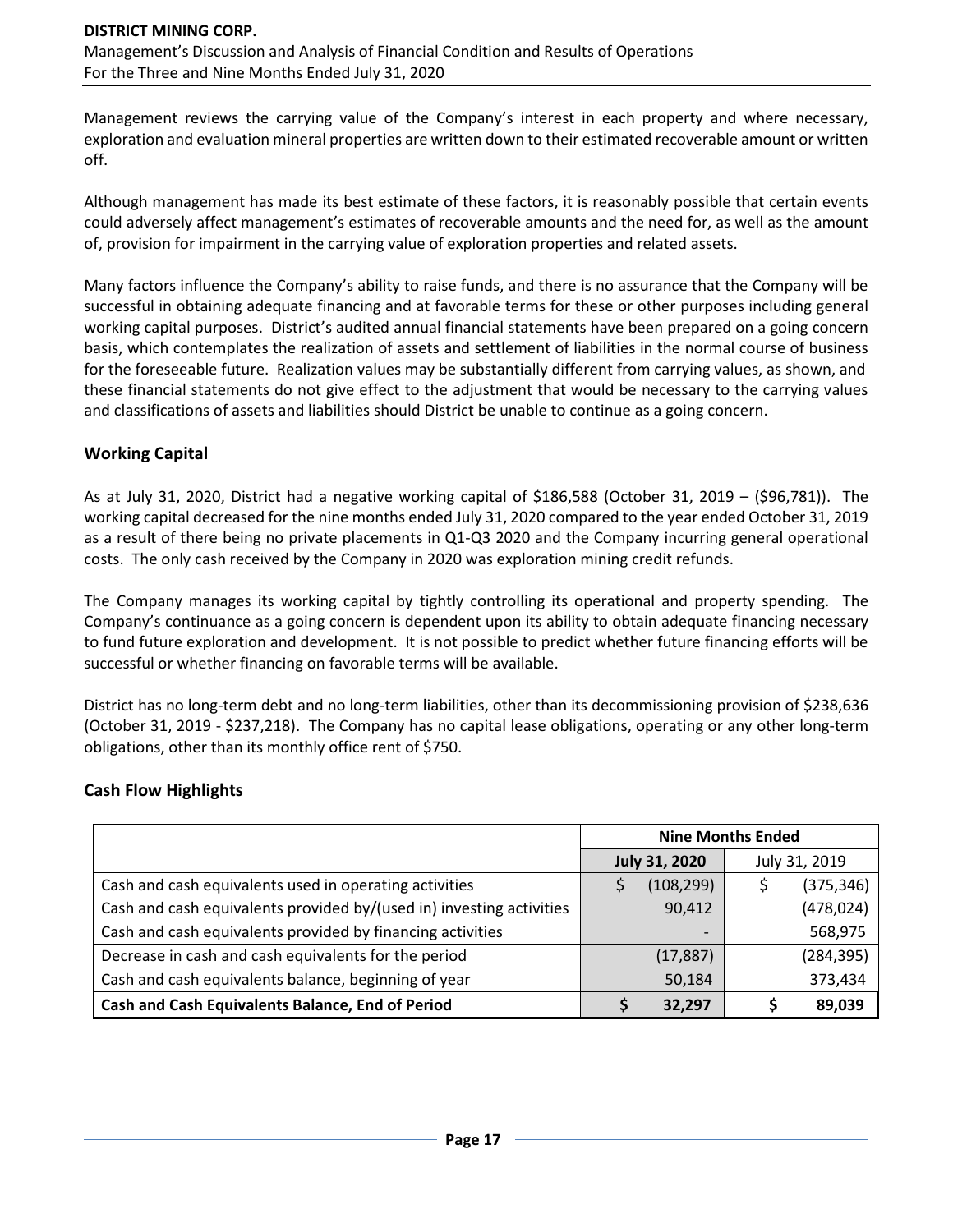Management reviews the carrying value of the Company's interest in each property and where necessary, exploration and evaluation mineral properties are written down to their estimated recoverable amount or written off.

Although management has made its best estimate of these factors, it is reasonably possible that certain events could adversely affect management's estimates of recoverable amounts and the need for, as well as the amount of, provision for impairment in the carrying value of exploration properties and related assets.

Many factors influence the Company's ability to raise funds, and there is no assurance that the Company will be successful in obtaining adequate financing and at favorable terms for these or other purposes including general working capital purposes. District's audited annual financial statements have been prepared on a going concern basis, which contemplates the realization of assets and settlement of liabilities in the normal course of business for the foreseeable future. Realization values may be substantially different from carrying values, as shown, and these financial statements do not give effect to the adjustment that would be necessary to the carrying values and classifications of assets and liabilities should District be unable to continue as a going concern.

## Working Capital

As at July 31, 2020, District had a negative working capital of $186,588 (October 31, 2019 – ($96,781)). The working capital decreased for the nine months ended July 31, 2020 compared to the year ended October 31, 2019 as a result of there being no private placements in Q1-Q3 2020 and the Company incurring general operational costs. The only cash received by the Company in 2020 was exploration mining credit refunds.

The Company manages its working capital by tightly controlling its operational and property spending. The Company's continuance as a going concern is dependent upon its ability to obtain adequate financing necessary to fund future exploration and development. It is not possible to predict whether future financing efforts will be successful or whether financing on favorable terms will be available.

District has no long-term debt and no long-term liabilities, other than its decommissioning provision of $238,636 (October 31, 2019 - $237,218). The Company has no capital lease obligations, operating or any other long-term obligations, other than its monthly office rent of $750.

## Cash Flow Highlights

| | Nine Months Ended | |
|---|---|---|
| | **July 31, 2020** | July 31, 2019 |
| Cash and cash equivalents used in operating activities | $ (108,299) | $ (375,346) |
| Cash and cash equivalents provided by/(used in) investing activities | 90,412 | (478,024) |
| Cash and cash equivalents provided by financing activities | - | 568,975 |
| Decrease in cash and cash equivalents for the period | (17,887) | (284,395) |
| Cash and cash equivalents balance, beginning of year | 50,184 | 373,434 |
| **Cash and Cash Equivalents Balance, End of Period** | **$ 32,297** | **$ 89,039** |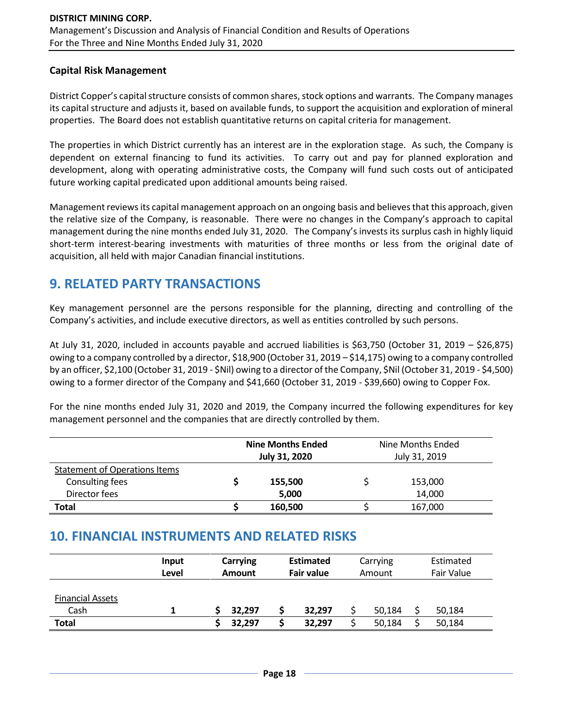### Capital Risk Management

District Copper's capital structure consists of common shares, stock options and warrants. The Company manages its capital structure and adjusts it, based on available funds, to support the acquisition and exploration of mineral properties. The Board does not establish quantitative returns on capital criteria for management.

The properties in which District currently has an interest are in the exploration stage. As such, the Company is dependent on external financing to fund its activities. To carry out and pay for planned exploration and development, along with operating administrative costs, the Company will fund such costs out of anticipated future working capital predicated upon additional amounts being raised.

Management reviews its capital management approach on an ongoing basis and believes that this approach, given the relative size of the Company, is reasonable. There were no changes in the Company's approach to capital management during the nine months ended July 31, 2020. The Company's invests its surplus cash in highly liquid short-term interest-bearing investments with maturities of three months or less from the original date of acquisition, all held with major Canadian financial institutions.

## 9. RELATED PARTY TRANSACTIONS

Key management personnel are the persons responsible for the planning, directing and controlling of the Company's activities, and include executive directors, as well as entities controlled by such persons.

At July 31, 2020, included in accounts payable and accrued liabilities is $63,750 (October 31, 2019 – $26,875) owing to a company controlled by a director, $18,900 (October 31, 2019 – $14,175) owing to a company controlled by an officer, $2,100 (October 31, 2019 - $Nil) owing to a director of the Company, $Nil (October 31, 2019 - $4,500) owing to a former director of the Company and $41,660 (October 31, 2019 - $39,660) owing to Copper Fox.

For the nine months ended July 31, 2020 and 2019, the Company incurred the following expenditures for key management personnel and the companies that are directly controlled by them.

| | **Nine Months Ended July 31, 2020** | Nine Months Ended July 31, 2019 |
|---|---|---|
| Statement of Operations Items | | |
| Consulting fees | **$ 155,500** | $ 153,000 |
| Director fees | **5,000** | 14,000 |
| **Total** | **$ 160,500** | $ 167,000 |

## 10. FINANCIAL INSTRUMENTS AND RELATED RISKS

| | **Input Level** | **Carrying Amount** | **Estimated Fair value** | Carrying Amount | Estimated Fair Value |
|---|---|---|---|---|---|
| Financial Assets | | | | | |
| Cash | **1** | **$ 32,297** | **$ 32,297** | $ 50,184 | $ 50,184 |
| **Total** | | **$ 32,297** | **$ 32,297** | $ 50,184 | $ 50,184 |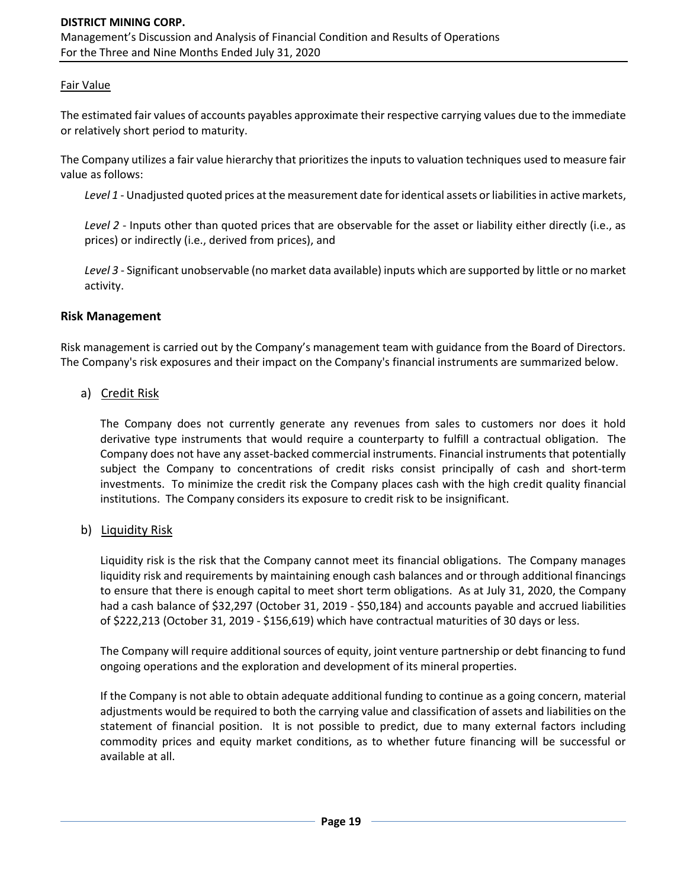Fair Value

The estimated fair values of accounts payables approximate their respective carrying values due to the immediate or relatively short period to maturity.

The Company utilizes a fair value hierarchy that prioritizes the inputs to valuation techniques used to measure fair value as follows:

*Level 1* - Unadjusted quoted prices at the measurement date for identical assets or liabilities in active markets,

*Level 2* - Inputs other than quoted prices that are observable for the asset or liability either directly (i.e., as prices) or indirectly (i.e., derived from prices), and

*Level 3* - Significant unobservable (no market data available) inputs which are supported by little or no market activity.

## Risk Management

Risk management is carried out by the Company's management team with guidance from the Board of Directors. The Company's risk exposures and their impact on the Company's financial instruments are summarized below.

a) Credit Risk

The Company does not currently generate any revenues from sales to customers nor does it hold derivative type instruments that would require a counterparty to fulfill a contractual obligation. The Company does not have any asset-backed commercial instruments. Financial instruments that potentially subject the Company to concentrations of credit risks consist principally of cash and short-term investments. To minimize the credit risk the Company places cash with the high credit quality financial institutions. The Company considers its exposure to credit risk to be insignificant.

b) Liquidity Risk

Liquidity risk is the risk that the Company cannot meet its financial obligations. The Company manages liquidity risk and requirements by maintaining enough cash balances and or through additional financings to ensure that there is enough capital to meet short term obligations. As at July 31, 2020, the Company had a cash balance of $32,297 (October 31, 2019 - $50,184) and accounts payable and accrued liabilities of $222,213 (October 31, 2019 - $156,619) which have contractual maturities of 30 days or less.

The Company will require additional sources of equity, joint venture partnership or debt financing to fund ongoing operations and the exploration and development of its mineral properties.

If the Company is not able to obtain adequate additional funding to continue as a going concern, material adjustments would be required to both the carrying value and classification of assets and liabilities on the statement of financial position. It is not possible to predict, due to many external factors including commodity prices and equity market conditions, as to whether future financing will be successful or available at all.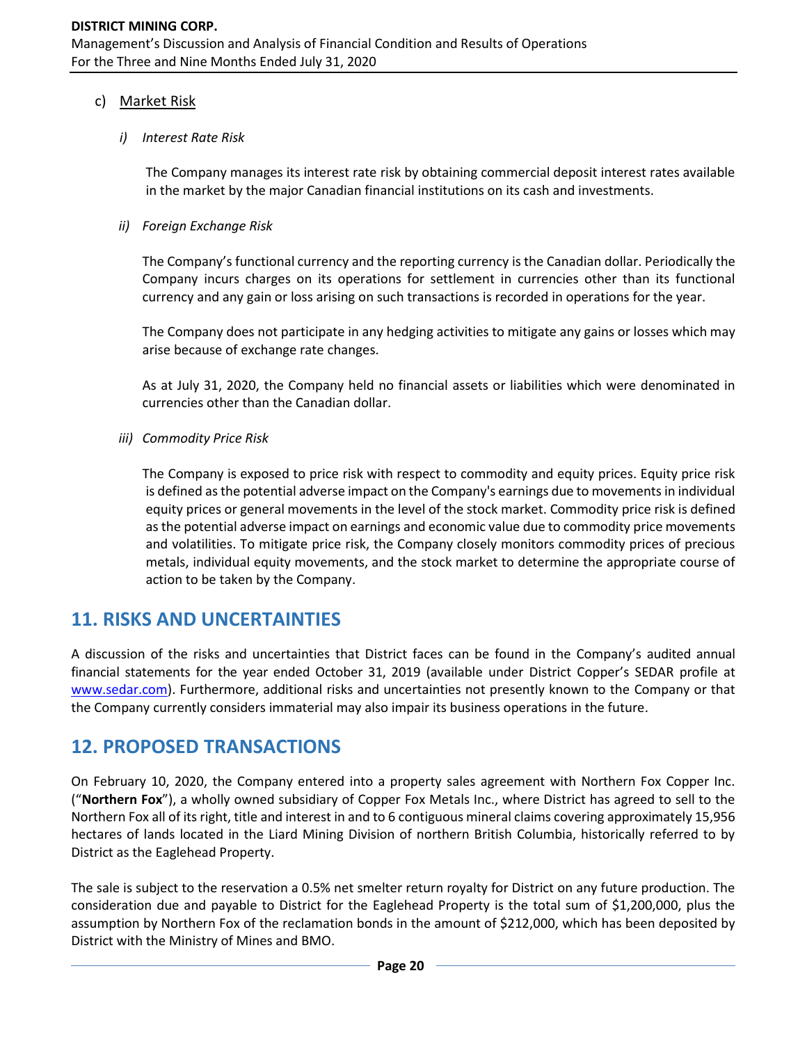c) Market Risk

*i) Interest Rate Risk*

The Company manages its interest rate risk by obtaining commercial deposit interest rates available in the market by the major Canadian financial institutions on its cash and investments.

*ii) Foreign Exchange Risk*

The Company's functional currency and the reporting currency is the Canadian dollar. Periodically the Company incurs charges on its operations for settlement in currencies other than its functional currency and any gain or loss arising on such transactions is recorded in operations for the year.

The Company does not participate in any hedging activities to mitigate any gains or losses which may arise because of exchange rate changes.

As at July 31, 2020, the Company held no financial assets or liabilities which were denominated in currencies other than the Canadian dollar.

*iii) Commodity Price Risk*

The Company is exposed to price risk with respect to commodity and equity prices. Equity price risk is defined as the potential adverse impact on the Company's earnings due to movements in individual equity prices or general movements in the level of the stock market. Commodity price risk is defined as the potential adverse impact on earnings and economic value due to commodity price movements and volatilities. To mitigate price risk, the Company closely monitors commodity prices of precious metals, individual equity movements, and the stock market to determine the appropriate course of action to be taken by the Company.

## 11. RISKS AND UNCERTAINTIES

A discussion of the risks and uncertainties that District faces can be found in the Company's audited annual financial statements for the year ended October 31, 2019 (available under District Copper's SEDAR profile at www.sedar.com). Furthermore, additional risks and uncertainties not presently known to the Company or that the Company currently considers immaterial may also impair its business operations in the future.

## 12. PROPOSED TRANSACTIONS

On February 10, 2020, the Company entered into a property sales agreement with Northern Fox Copper Inc. ("**Northern Fox**"), a wholly owned subsidiary of Copper Fox Metals Inc., where District has agreed to sell to the Northern Fox all of its right, title and interest in and to 6 contiguous mineral claims covering approximately 15,956 hectares of lands located in the Liard Mining Division of northern British Columbia, historically referred to by District as the Eaglehead Property.

The sale is subject to the reservation a 0.5% net smelter return royalty for District on any future production. The consideration due and payable to District for the Eaglehead Property is the total sum of $1,200,000, plus the assumption by Northern Fox of the reclamation bonds in the amount of $212,000, which has been deposited by District with the Ministry of Mines and BMO.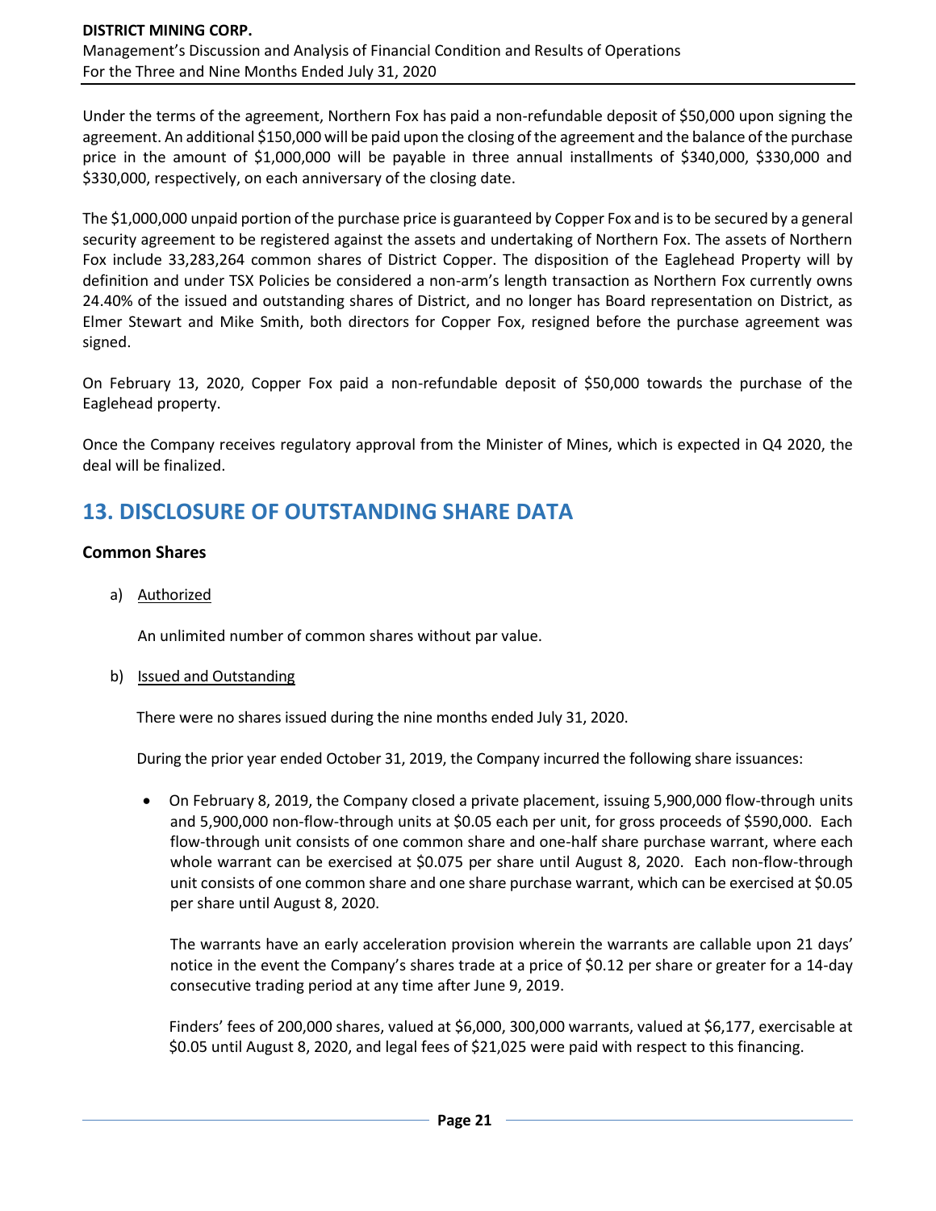Under the terms of the agreement, Northern Fox has paid a non-refundable deposit of $50,000 upon signing the agreement. An additional $150,000 will be paid upon the closing of the agreement and the balance of the purchase price in the amount of $1,000,000 will be payable in three annual installments of $340,000, $330,000 and $330,000, respectively, on each anniversary of the closing date.

The $1,000,000 unpaid portion of the purchase price is guaranteed by Copper Fox and is to be secured by a general security agreement to be registered against the assets and undertaking of Northern Fox. The assets of Northern Fox include 33,283,264 common shares of District Copper. The disposition of the Eaglehead Property will by definition and under TSX Policies be considered a non-arm's length transaction as Northern Fox currently owns 24.40% of the issued and outstanding shares of District, and no longer has Board representation on District, as Elmer Stewart and Mike Smith, both directors for Copper Fox, resigned before the purchase agreement was signed.

On February 13, 2020, Copper Fox paid a non-refundable deposit of $50,000 towards the purchase of the Eaglehead property.

Once the Company receives regulatory approval from the Minister of Mines, which is expected in Q4 2020, the deal will be finalized.

## 13. DISCLOSURE OF OUTSTANDING SHARE DATA

### Common Shares

a) Authorized

An unlimited number of common shares without par value.

b) Issued and Outstanding

There were no shares issued during the nine months ended July 31, 2020.

During the prior year ended October 31, 2019, the Company incurred the following share issuances:

- On February 8, 2019, the Company closed a private placement, issuing 5,900,000 flow-through units and 5,900,000 non-flow-through units at $0.05 each per unit, for gross proceeds of $590,000. Each flow-through unit consists of one common share and one-half share purchase warrant, where each whole warrant can be exercised at $0.075 per share until August 8, 2020. Each non-flow-through unit consists of one common share and one share purchase warrant, which can be exercised at $0.05 per share until August 8, 2020.

  The warrants have an early acceleration provision wherein the warrants are callable upon 21 days' notice in the event the Company's shares trade at a price of $0.12 per share or greater for a 14-day consecutive trading period at any time after June 9, 2019.

  Finders' fees of 200,000 shares, valued at $6,000, 300,000 warrants, valued at $6,177, exercisable at $0.05 until August 8, 2020, and legal fees of $21,025 were paid with respect to this financing.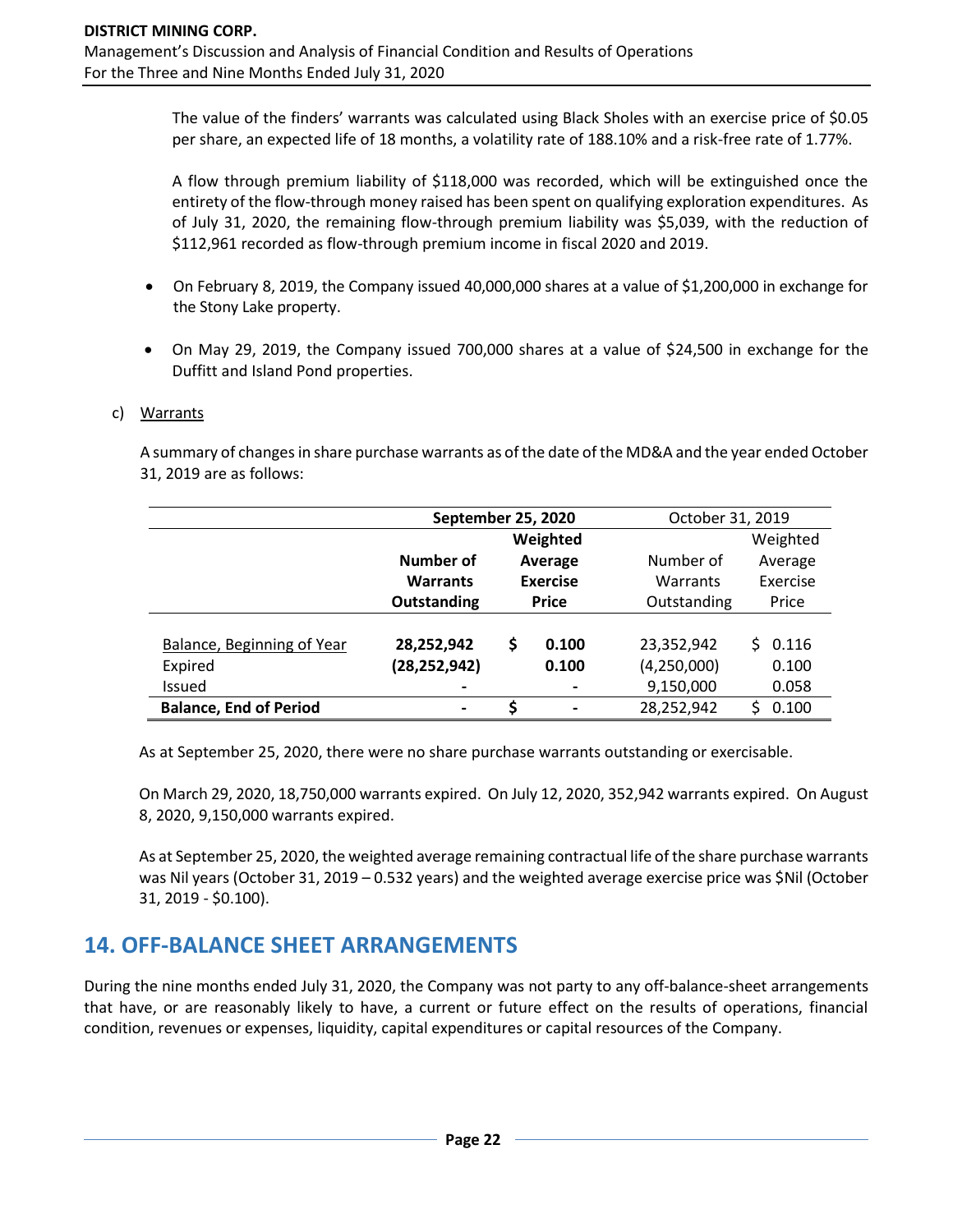The value of the finders' warrants was calculated using Black Sholes with an exercise price of $0.05 per share, an expected life of 18 months, a volatility rate of 188.10% and a risk-free rate of 1.77%.

A flow through premium liability of $118,000 was recorded, which will be extinguished once the entirety of the flow-through money raised has been spent on qualifying exploration expenditures. As of July 31, 2020, the remaining flow-through premium liability was $5,039, with the reduction of $112,961 recorded as flow-through premium income in fiscal 2020 and 2019.

- On February 8, 2019, the Company issued 40,000,000 shares at a value of $1,200,000 in exchange for the Stony Lake property.
- On May 29, 2019, the Company issued 700,000 shares at a value of $24,500 in exchange for the Duffitt and Island Pond properties.

c) Warrants

A summary of changes in share purchase warrants as of the date of the MD&A and the year ended October 31, 2019 are as follows:

| | **September 25, 2020** | | October 31, 2019 | |
|---|---|---|---|---|
| | **Number of Warrants Outstanding** | **Weighted Average Exercise Price** | Number of Warrants Outstanding | Weighted Average Exercise Price |
| Balance, Beginning of Year | **28,252,942** | **$ 0.100** | 23,352,942 | $ 0.116 |
| Expired | **(28,252,942)** | **0.100** | (4,250,000) | 0.100 |
| Issued | **-** | **-** | 9,150,000 | 0.058 |
| **Balance, End of Period** | **-** | **$ -** | 28,252,942 | $ 0.100 |

As at September 25, 2020, there were no share purchase warrants outstanding or exercisable.

On March 29, 2020, 18,750,000 warrants expired. On July 12, 2020, 352,942 warrants expired. On August 8, 2020, 9,150,000 warrants expired.

As at September 25, 2020, the weighted average remaining contractual life of the share purchase warrants was Nil years (October 31, 2019 – 0.532 years) and the weighted average exercise price was $Nil (October 31, 2019 - $0.100).

## 14. OFF-BALANCE SHEET ARRANGEMENTS

During the nine months ended July 31, 2020, the Company was not party to any off-balance-sheet arrangements that have, or are reasonably likely to have, a current or future effect on the results of operations, financial condition, revenues or expenses, liquidity, capital expenditures or capital resources of the Company.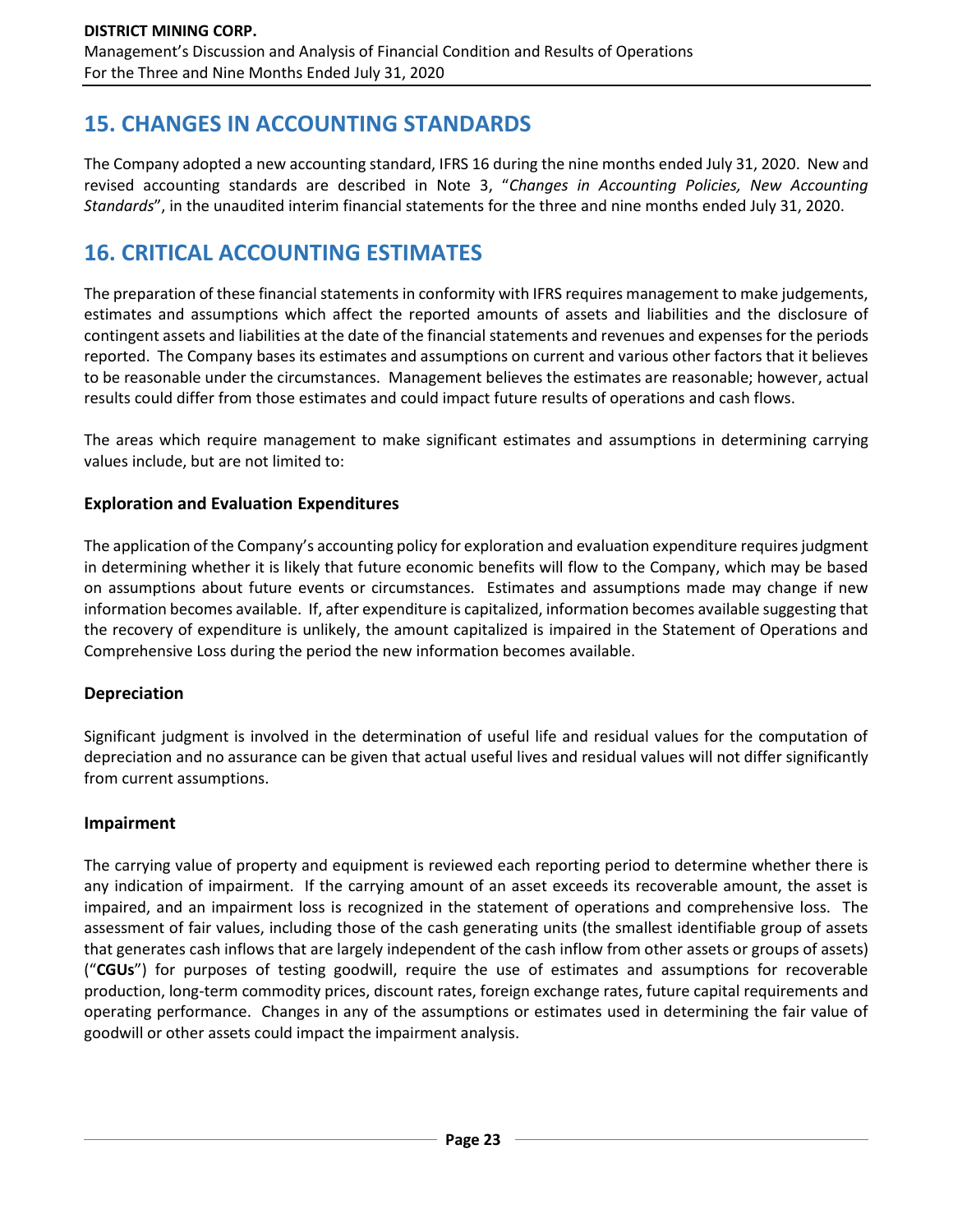## 15. CHANGES IN ACCOUNTING STANDARDS

The Company adopted a new accounting standard, IFRS 16 during the nine months ended July 31, 2020. New and revised accounting standards are described in Note 3, "*Changes in Accounting Policies, New Accounting Standards*", in the unaudited interim financial statements for the three and nine months ended July 31, 2020.

## 16. CRITICAL ACCOUNTING ESTIMATES

The preparation of these financial statements in conformity with IFRS requires management to make judgements, estimates and assumptions which affect the reported amounts of assets and liabilities and the disclosure of contingent assets and liabilities at the date of the financial statements and revenues and expenses for the periods reported. The Company bases its estimates and assumptions on current and various other factors that it believes to be reasonable under the circumstances. Management believes the estimates are reasonable; however, actual results could differ from those estimates and could impact future results of operations and cash flows.

The areas which require management to make significant estimates and assumptions in determining carrying values include, but are not limited to:

### Exploration and Evaluation Expenditures

The application of the Company's accounting policy for exploration and evaluation expenditure requires judgment in determining whether it is likely that future economic benefits will flow to the Company, which may be based on assumptions about future events or circumstances. Estimates and assumptions made may change if new information becomes available. If, after expenditure is capitalized, information becomes available suggesting that the recovery of expenditure is unlikely, the amount capitalized is impaired in the Statement of Operations and Comprehensive Loss during the period the new information becomes available.

### Depreciation

Significant judgment is involved in the determination of useful life and residual values for the computation of depreciation and no assurance can be given that actual useful lives and residual values will not differ significantly from current assumptions.

### Impairment

The carrying value of property and equipment is reviewed each reporting period to determine whether there is any indication of impairment. If the carrying amount of an asset exceeds its recoverable amount, the asset is impaired, and an impairment loss is recognized in the statement of operations and comprehensive loss. The assessment of fair values, including those of the cash generating units (the smallest identifiable group of assets that generates cash inflows that are largely independent of the cash inflow from other assets or groups of assets) ("**CGUs**") for purposes of testing goodwill, require the use of estimates and assumptions for recoverable production, long-term commodity prices, discount rates, foreign exchange rates, future capital requirements and operating performance. Changes in any of the assumptions or estimates used in determining the fair value of goodwill or other assets could impact the impairment analysis.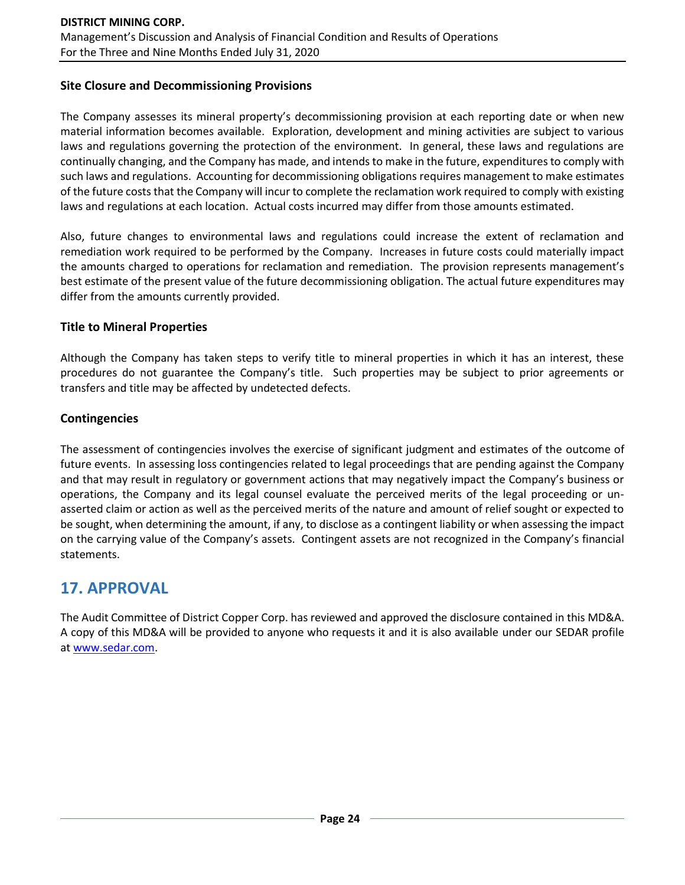### Site Closure and Decommissioning Provisions

The Company assesses its mineral property's decommissioning provision at each reporting date or when new material information becomes available. Exploration, development and mining activities are subject to various laws and regulations governing the protection of the environment. In general, these laws and regulations are continually changing, and the Company has made, and intends to make in the future, expenditures to comply with such laws and regulations. Accounting for decommissioning obligations requires management to make estimates of the future costs that the Company will incur to complete the reclamation work required to comply with existing laws and regulations at each location. Actual costs incurred may differ from those amounts estimated.

Also, future changes to environmental laws and regulations could increase the extent of reclamation and remediation work required to be performed by the Company. Increases in future costs could materially impact the amounts charged to operations for reclamation and remediation. The provision represents management's best estimate of the present value of the future decommissioning obligation. The actual future expenditures may differ from the amounts currently provided.

### Title to Mineral Properties

Although the Company has taken steps to verify title to mineral properties in which it has an interest, these procedures do not guarantee the Company's title. Such properties may be subject to prior agreements or transfers and title may be affected by undetected defects.

### Contingencies

The assessment of contingencies involves the exercise of significant judgment and estimates of the outcome of future events. In assessing loss contingencies related to legal proceedings that are pending against the Company and that may result in regulatory or government actions that may negatively impact the Company's business or operations, the Company and its legal counsel evaluate the perceived merits of the legal proceeding or un-asserted claim or action as well as the perceived merits of the nature and amount of relief sought or expected to be sought, when determining the amount, if any, to disclose as a contingent liability or when assessing the impact on the carrying value of the Company's assets. Contingent assets are not recognized in the Company's financial statements.

## 17. APPROVAL

The Audit Committee of District Copper Corp. has reviewed and approved the disclosure contained in this MD&A. A copy of this MD&A will be provided to anyone who requests it and it is also available under our SEDAR profile at www.sedar.com.